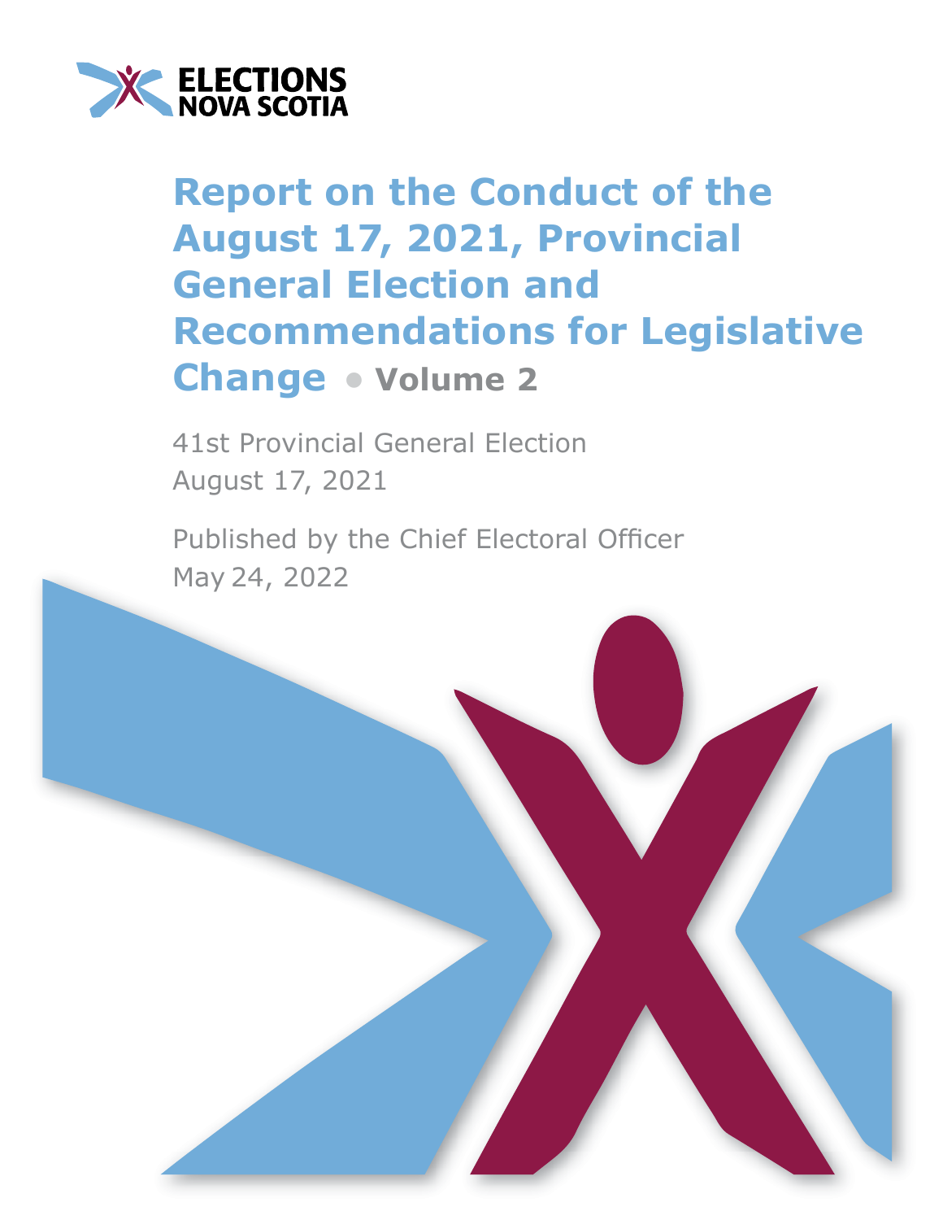ELECTIONS NOVA SCOTIA

# Report on the Conduct of the August 17, 2021, Provincial General Election and Recommendations for Legislative Change • Volume 2

41st Provincial General Election
August 17, 2021

Published by the Chief Electoral Officer
May 24, 2022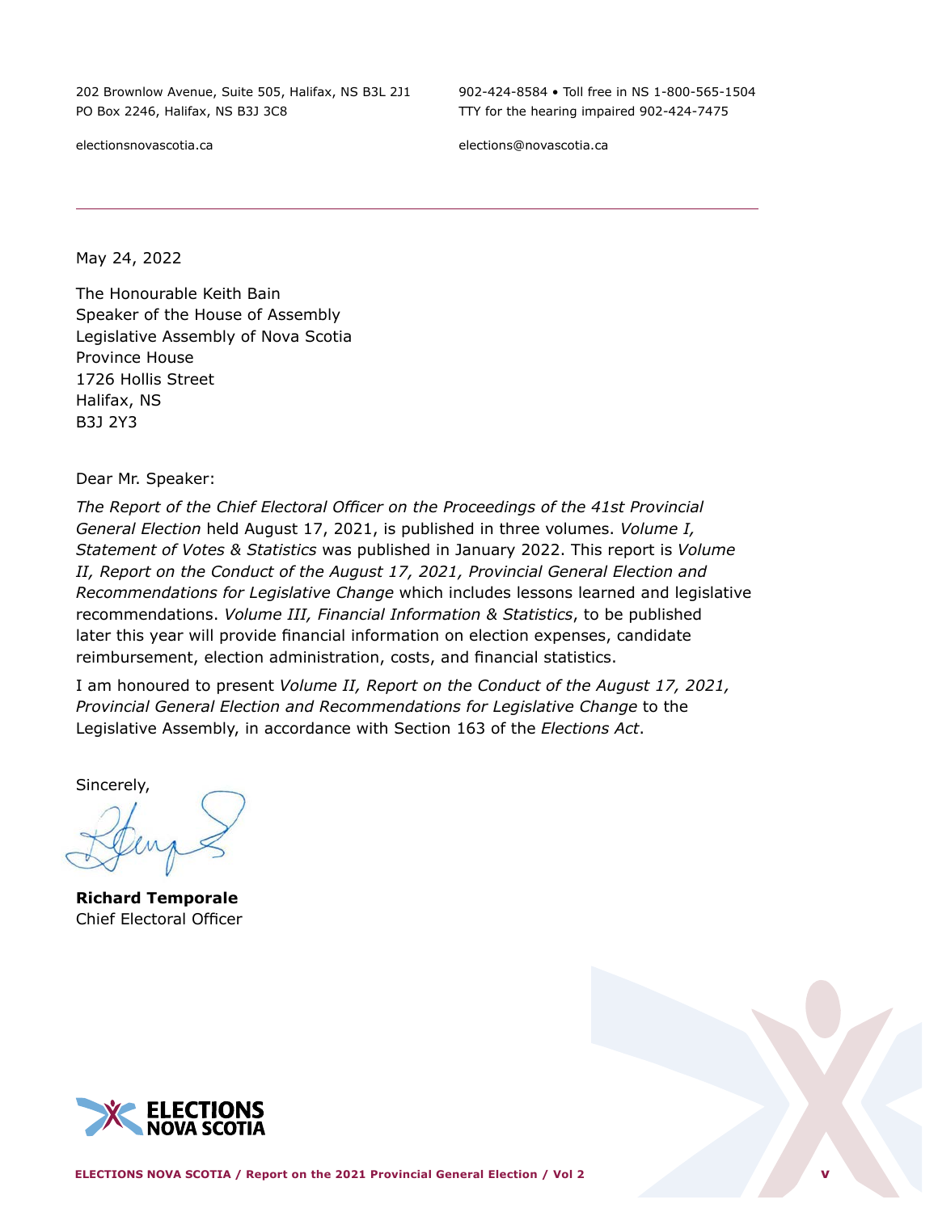202 Brownlow Avenue, Suite 505, Halifax, NS B3L 2J1
PO Box 2246, Halifax, NS B3J 3C8

902-424-8584 • Toll free in NS 1-800-565-1504
TTY for the hearing impaired 902-424-7475

electionsnovascotia.ca

elections@novascotia.ca

May 24, 2022

The Honourable Keith Bain
Speaker of the House of Assembly
Legislative Assembly of Nova Scotia
Province House
1726 Hollis Street
Halifax, NS
B3J 2Y3

Dear Mr. Speaker:

*The Report of the Chief Electoral Officer on the Proceedings of the 41st Provincial General Election* held August 17, 2021, is published in three volumes. *Volume I, Statement of Votes & Statistics* was published in January 2022. This report is *Volume II, Report on the Conduct of the August 17, 2021, Provincial General Election and Recommendations for Legislative Change* which includes lessons learned and legislative recommendations. *Volume III, Financial Information & Statistics*, to be published later this year will provide financial information on election expenses, candidate reimbursement, election administration, costs, and financial statistics.

I am honoured to present *Volume II, Report on the Conduct of the August 17, 2021, Provincial General Election and Recommendations for Legislative Change* to the Legislative Assembly, in accordance with Section 163 of the *Elections Act*.

Sincerely,

**Richard Temporale**
Chief Electoral Officer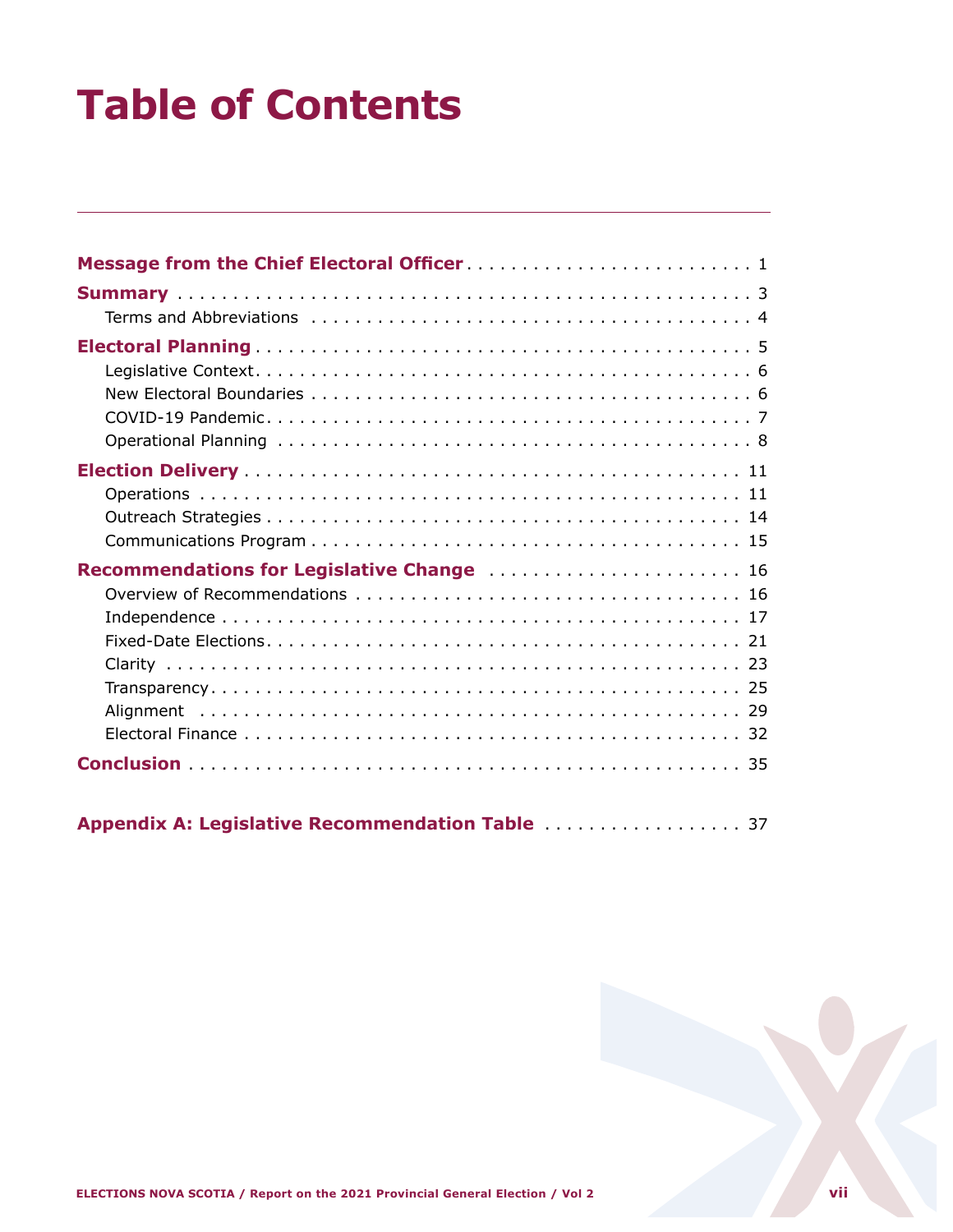# Table of Contents

**Message from the Chief Electoral Officer** . . . . . . . . . . . . . . . . . . . . . . . . . 1

**Summary** . . . . . . . . . . . . . . . . . . . . . . . . . . . . . . . . . . . . . . . . . . . . . 3
- Terms and Abbreviations . . . . . . . . . . . . . . . . . . . . . . . . . . . . . . . . . . 4

**Electoral Planning** . . . . . . . . . . . . . . . . . . . . . . . . . . . . . . . . . . . . . . 5
- Legislative Context . . . . . . . . . . . . . . . . . . . . . . . . . . . . . . . . . . . . . . 6
- New Electoral Boundaries . . . . . . . . . . . . . . . . . . . . . . . . . . . . . . . . . 6
- COVID-19 Pandemic . . . . . . . . . . . . . . . . . . . . . . . . . . . . . . . . . . . . . 7
- Operational Planning . . . . . . . . . . . . . . . . . . . . . . . . . . . . . . . . . . . . . 8

**Election Delivery** . . . . . . . . . . . . . . . . . . . . . . . . . . . . . . . . . . . . . . . 11
- Operations . . . . . . . . . . . . . . . . . . . . . . . . . . . . . . . . . . . . . . . . . . . 11
- Outreach Strategies . . . . . . . . . . . . . . . . . . . . . . . . . . . . . . . . . . . . . 14
- Communications Program . . . . . . . . . . . . . . . . . . . . . . . . . . . . . . . . . 15

**Recommendations for Legislative Change** . . . . . . . . . . . . . . . . . . . . . . . 16
- Overview of Recommendations . . . . . . . . . . . . . . . . . . . . . . . . . . . . . . 16
- Independence . . . . . . . . . . . . . . . . . . . . . . . . . . . . . . . . . . . . . . . . . 17
- Fixed-Date Elections . . . . . . . . . . . . . . . . . . . . . . . . . . . . . . . . . . . . . 21
- Clarity . . . . . . . . . . . . . . . . . . . . . . . . . . . . . . . . . . . . . . . . . . . . . 23
- Transparency . . . . . . . . . . . . . . . . . . . . . . . . . . . . . . . . . . . . . . . . . 25
- Alignment . . . . . . . . . . . . . . . . . . . . . . . . . . . . . . . . . . . . . . . . . . . 29
- Electoral Finance . . . . . . . . . . . . . . . . . . . . . . . . . . . . . . . . . . . . . . . 32

**Conclusion** . . . . . . . . . . . . . . . . . . . . . . . . . . . . . . . . . . . . . . . . . . . 35

**Appendix A: Legislative Recommendation Table** . . . . . . . . . . . . . . . . . . 37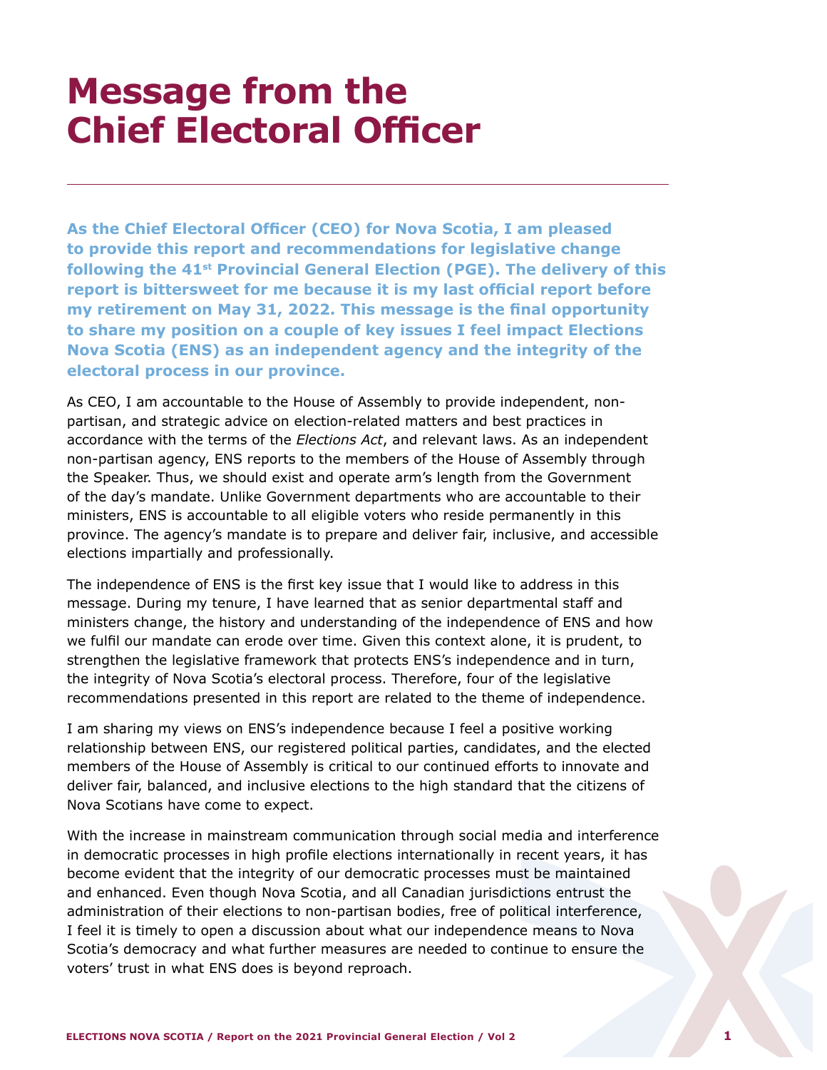# Message from the Chief Electoral Officer

**As the Chief Electoral Officer (CEO) for Nova Scotia, I am pleased to provide this report and recommendations for legislative change following the 41st Provincial General Election (PGE). The delivery of this report is bittersweet for me because it is my last official report before my retirement on May 31, 2022. This message is the final opportunity to share my position on a couple of key issues I feel impact Elections Nova Scotia (ENS) as an independent agency and the integrity of the electoral process in our province.**

As CEO, I am accountable to the House of Assembly to provide independent, non-partisan, and strategic advice on election-related matters and best practices in accordance with the terms of the *Elections Act*, and relevant laws. As an independent non-partisan agency, ENS reports to the members of the House of Assembly through the Speaker. Thus, we should exist and operate arm's length from the Government of the day's mandate. Unlike Government departments who are accountable to their ministers, ENS is accountable to all eligible voters who reside permanently in this province. The agency's mandate is to prepare and deliver fair, inclusive, and accessible elections impartially and professionally.

The independence of ENS is the first key issue that I would like to address in this message. During my tenure, I have learned that as senior departmental staff and ministers change, the history and understanding of the independence of ENS and how we fulfil our mandate can erode over time. Given this context alone, it is prudent, to strengthen the legislative framework that protects ENS's independence and in turn, the integrity of Nova Scotia's electoral process. Therefore, four of the legislative recommendations presented in this report are related to the theme of independence.

I am sharing my views on ENS's independence because I feel a positive working relationship between ENS, our registered political parties, candidates, and the elected members of the House of Assembly is critical to our continued efforts to innovate and deliver fair, balanced, and inclusive elections to the high standard that the citizens of Nova Scotians have come to expect.

With the increase in mainstream communication through social media and interference in democratic processes in high profile elections internationally in recent years, it has become evident that the integrity of our democratic processes must be maintained and enhanced. Even though Nova Scotia, and all Canadian jurisdictions entrust the administration of their elections to non-partisan bodies, free of political interference, I feel it is timely to open a discussion about what our independence means to Nova Scotia's democracy and what further measures are needed to continue to ensure the voters' trust in what ENS does is beyond reproach.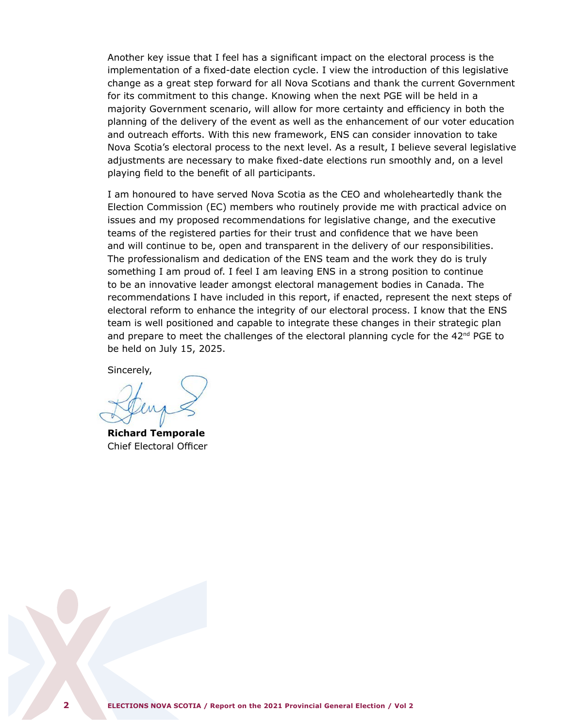Another key issue that I feel has a significant impact on the electoral process is the implementation of a fixed-date election cycle. I view the introduction of this legislative change as a great step forward for all Nova Scotians and thank the current Government for its commitment to this change. Knowing when the next PGE will be held in a majority Government scenario, will allow for more certainty and efficiency in both the planning of the delivery of the event as well as the enhancement of our voter education and outreach efforts. With this new framework, ENS can consider innovation to take Nova Scotia's electoral process to the next level. As a result, I believe several legislative adjustments are necessary to make fixed-date elections run smoothly and, on a level playing field to the benefit of all participants.

I am honoured to have served Nova Scotia as the CEO and wholeheartedly thank the Election Commission (EC) members who routinely provide me with practical advice on issues and my proposed recommendations for legislative change, and the executive teams of the registered parties for their trust and confidence that we have been and will continue to be, open and transparent in the delivery of our responsibilities. The professionalism and dedication of the ENS team and the work they do is truly something I am proud of. I feel I am leaving ENS in a strong position to continue to be an innovative leader amongst electoral management bodies in Canada. The recommendations I have included in this report, if enacted, represent the next steps of electoral reform to enhance the integrity of our electoral process. I know that the ENS team is well positioned and capable to integrate these changes in their strategic plan and prepare to meet the challenges of the electoral planning cycle for the 42nd PGE to be held on July 15, 2025.

Sincerely,

**Richard Temporale**
Chief Electoral Officer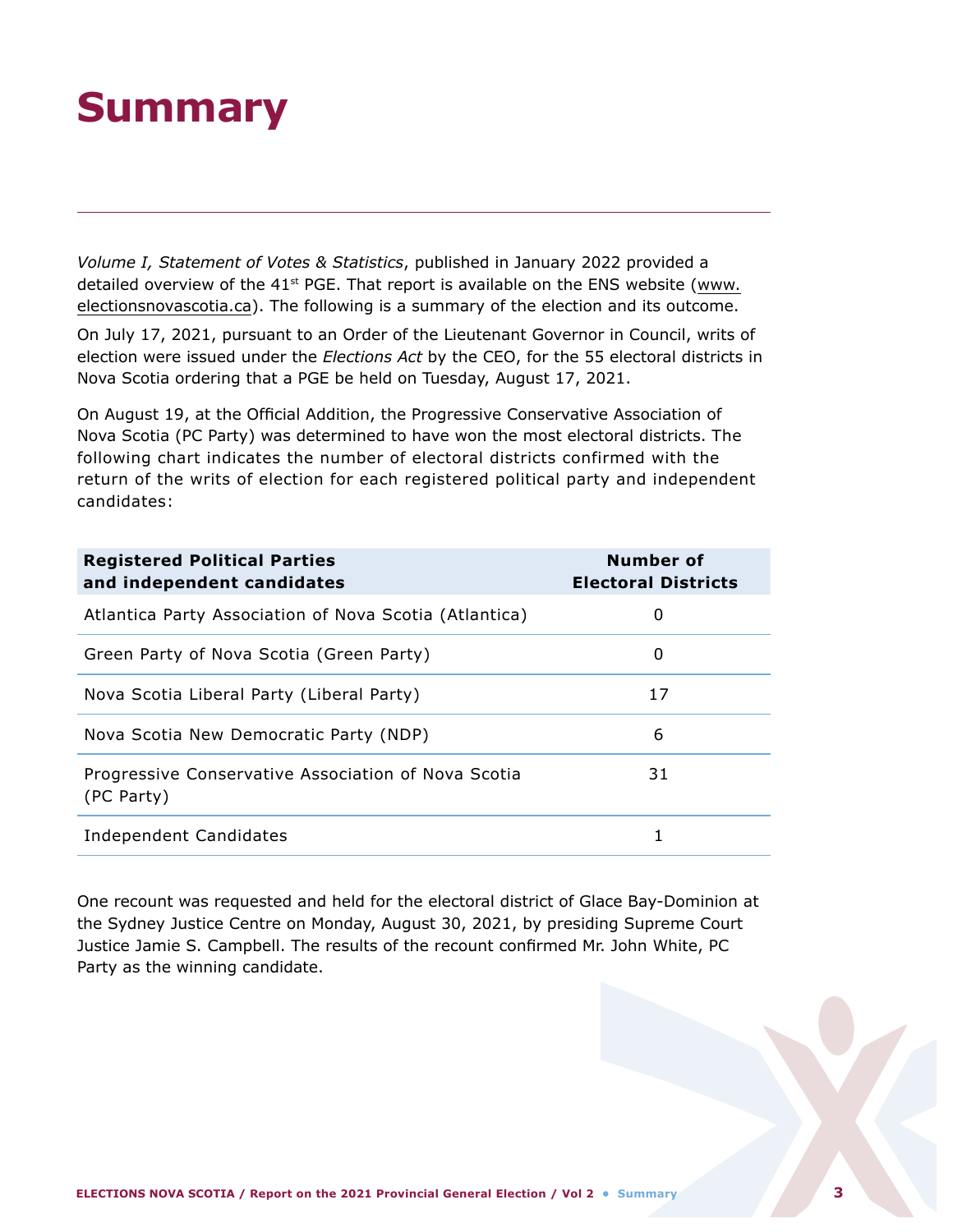# Summary

*Volume I, Statement of Votes & Statistics*, published in January 2022 provided a detailed overview of the 41st PGE. That report is available on the ENS website (www.electionsnovascotia.ca). The following is a summary of the election and its outcome.

On July 17, 2021, pursuant to an Order of the Lieutenant Governor in Council, writs of election were issued under the *Elections Act* by the CEO, for the 55 electoral districts in Nova Scotia ordering that a PGE be held on Tuesday, August 17, 2021.

On August 19, at the Official Addition, the Progressive Conservative Association of Nova Scotia (PC Party) was determined to have won the most electoral districts. The following chart indicates the number of electoral districts confirmed with the return of the writs of election for each registered political party and independent candidates:

| Registered Political Parties and independent candidates | Number of Electoral Districts |
|---|---|
| Atlantica Party Association of Nova Scotia (Atlantica) | 0 |
| Green Party of Nova Scotia (Green Party) | 0 |
| Nova Scotia Liberal Party (Liberal Party) | 17 |
| Nova Scotia New Democratic Party (NDP) | 6 |
| Progressive Conservative Association of Nova Scotia (PC Party) | 31 |
| Independent Candidates | 1 |

One recount was requested and held for the electoral district of Glace Bay-Dominion at the Sydney Justice Centre on Monday, August 30, 2021, by presiding Supreme Court Justice Jamie S. Campbell. The results of the recount confirmed Mr. John White, PC Party as the winning candidate.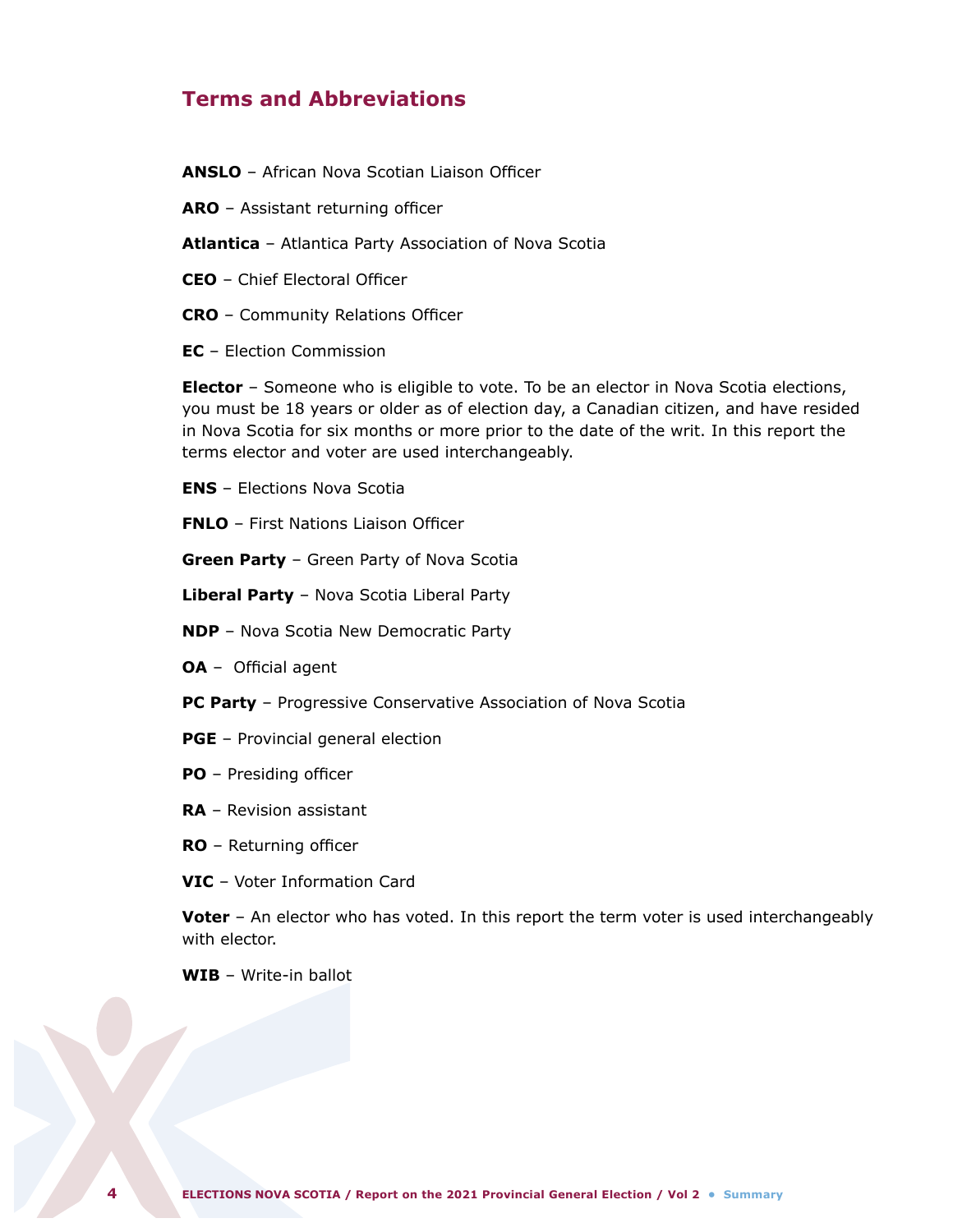## Terms and Abbreviations

**ANSLO** – African Nova Scotian Liaison Officer

**ARO** – Assistant returning officer

**Atlantica** – Atlantica Party Association of Nova Scotia

**CEO** – Chief Electoral Officer

**CRO** – Community Relations Officer

**EC** – Election Commission

**Elector** – Someone who is eligible to vote. To be an elector in Nova Scotia elections, you must be 18 years or older as of election day, a Canadian citizen, and have resided in Nova Scotia for six months or more prior to the date of the writ. In this report the terms elector and voter are used interchangeably.

**ENS** – Elections Nova Scotia

**FNLO** – First Nations Liaison Officer

**Green Party** – Green Party of Nova Scotia

**Liberal Party** – Nova Scotia Liberal Party

**NDP** – Nova Scotia New Democratic Party

**OA** – Official agent

**PC Party** – Progressive Conservative Association of Nova Scotia

**PGE** – Provincial general election

**PO** – Presiding officer

**RA** – Revision assistant

**RO** – Returning officer

**VIC** – Voter Information Card

**Voter** – An elector who has voted. In this report the term voter is used interchangeably with elector.

**WIB** – Write-in ballot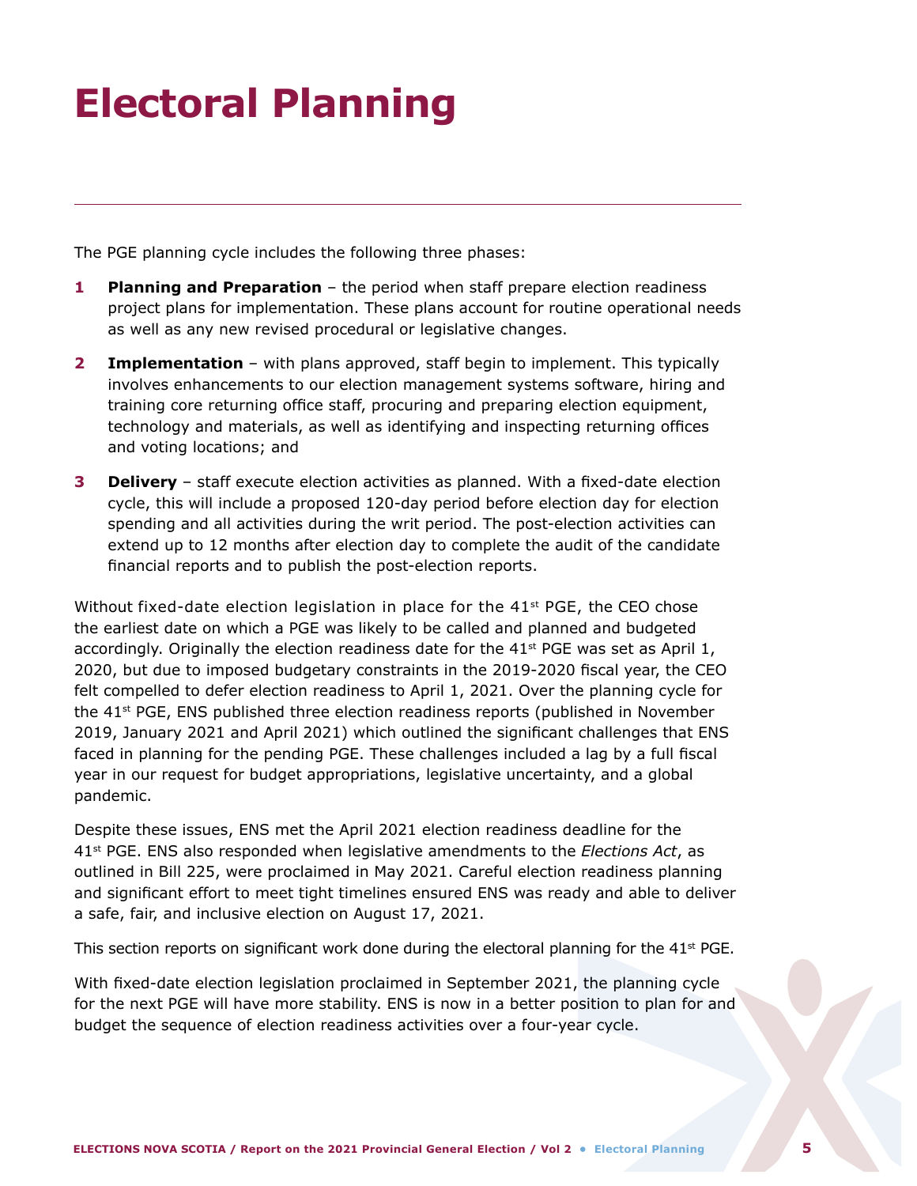# Electoral Planning

The PGE planning cycle includes the following three phases:

1. **Planning and Preparation** – the period when staff prepare election readiness project plans for implementation. These plans account for routine operational needs as well as any new revised procedural or legislative changes.
2. **Implementation** – with plans approved, staff begin to implement. This typically involves enhancements to our election management systems software, hiring and training core returning office staff, procuring and preparing election equipment, technology and materials, as well as identifying and inspecting returning offices and voting locations; and
3. **Delivery** – staff execute election activities as planned. With a fixed-date election cycle, this will include a proposed 120-day period before election day for election spending and all activities during the writ period. The post-election activities can extend up to 12 months after election day to complete the audit of the candidate financial reports and to publish the post-election reports.

Without fixed-date election legislation in place for the 41st PGE, the CEO chose the earliest date on which a PGE was likely to be called and planned and budgeted accordingly. Originally the election readiness date for the 41st PGE was set as April 1, 2020, but due to imposed budgetary constraints in the 2019-2020 fiscal year, the CEO felt compelled to defer election readiness to April 1, 2021. Over the planning cycle for the 41st PGE, ENS published three election readiness reports (published in November 2019, January 2021 and April 2021) which outlined the significant challenges that ENS faced in planning for the pending PGE. These challenges included a lag by a full fiscal year in our request for budget appropriations, legislative uncertainty, and a global pandemic.

Despite these issues, ENS met the April 2021 election readiness deadline for the 41st PGE. ENS also responded when legislative amendments to the *Elections Act*, as outlined in Bill 225, were proclaimed in May 2021. Careful election readiness planning and significant effort to meet tight timelines ensured ENS was ready and able to deliver a safe, fair, and inclusive election on August 17, 2021.

This section reports on significant work done during the electoral planning for the 41st PGE.

With fixed-date election legislation proclaimed in September 2021, the planning cycle for the next PGE will have more stability. ENS is now in a better position to plan for and budget the sequence of election readiness activities over a four-year cycle.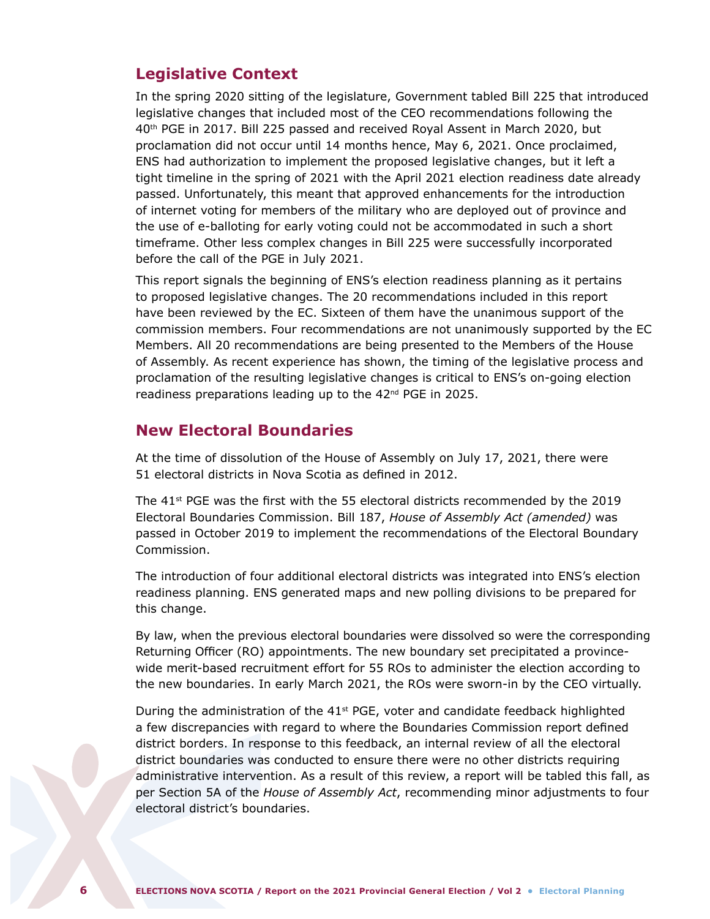## Legislative Context

In the spring 2020 sitting of the legislature, Government tabled Bill 225 that introduced legislative changes that included most of the CEO recommendations following the 40th PGE in 2017. Bill 225 passed and received Royal Assent in March 2020, but proclamation did not occur until 14 months hence, May 6, 2021. Once proclaimed, ENS had authorization to implement the proposed legislative changes, but it left a tight timeline in the spring of 2021 with the April 2021 election readiness date already passed. Unfortunately, this meant that approved enhancements for the introduction of internet voting for members of the military who are deployed out of province and the use of e-balloting for early voting could not be accommodated in such a short timeframe. Other less complex changes in Bill 225 were successfully incorporated before the call of the PGE in July 2021.

This report signals the beginning of ENS's election readiness planning as it pertains to proposed legislative changes. The 20 recommendations included in this report have been reviewed by the EC. Sixteen of them have the unanimous support of the commission members. Four recommendations are not unanimously supported by the EC Members. All 20 recommendations are being presented to the Members of the House of Assembly. As recent experience has shown, the timing of the legislative process and proclamation of the resulting legislative changes is critical to ENS's on-going election readiness preparations leading up to the 42nd PGE in 2025.

## New Electoral Boundaries

At the time of dissolution of the House of Assembly on July 17, 2021, there were 51 electoral districts in Nova Scotia as defined in 2012.

The 41st PGE was the first with the 55 electoral districts recommended by the 2019 Electoral Boundaries Commission. Bill 187, *House of Assembly Act (amended)* was passed in October 2019 to implement the recommendations of the Electoral Boundary Commission.

The introduction of four additional electoral districts was integrated into ENS's election readiness planning. ENS generated maps and new polling divisions to be prepared for this change.

By law, when the previous electoral boundaries were dissolved so were the corresponding Returning Officer (RO) appointments. The new boundary set precipitated a province-wide merit-based recruitment effort for 55 ROs to administer the election according to the new boundaries. In early March 2021, the ROs were sworn-in by the CEO virtually.

During the administration of the 41st PGE, voter and candidate feedback highlighted a few discrepancies with regard to where the Boundaries Commission report defined district borders. In response to this feedback, an internal review of all the electoral district boundaries was conducted to ensure there were no other districts requiring administrative intervention. As a result of this review, a report will be tabled this fall, as per Section 5A of the *House of Assembly Act*, recommending minor adjustments to four electoral district's boundaries.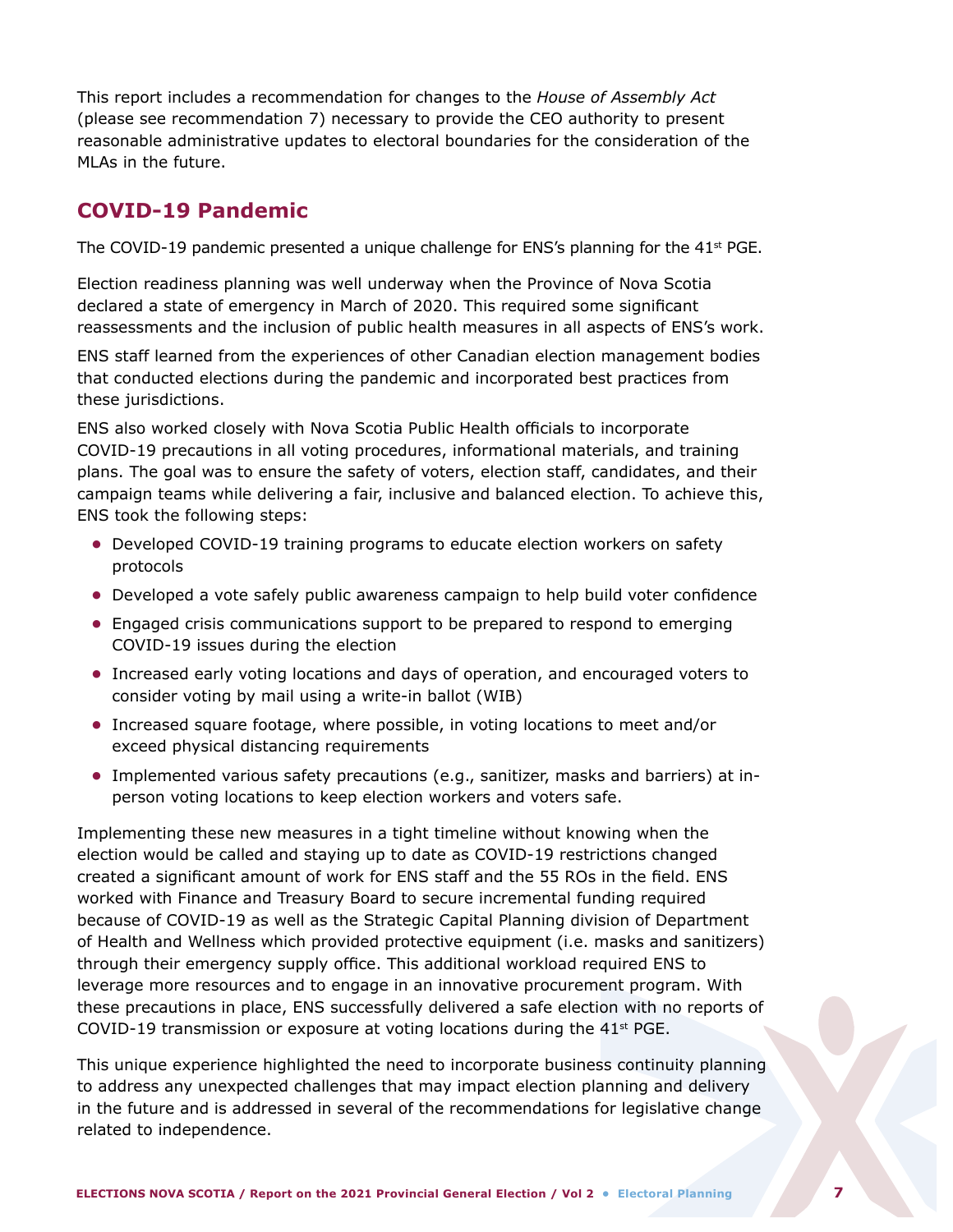This report includes a recommendation for changes to the *House of Assembly Act* (please see recommendation 7) necessary to provide the CEO authority to present reasonable administrative updates to electoral boundaries for the consideration of the MLAs in the future.

## COVID-19 Pandemic

The COVID-19 pandemic presented a unique challenge for ENS's planning for the 41st PGE.

Election readiness planning was well underway when the Province of Nova Scotia declared a state of emergency in March of 2020. This required some significant reassessments and the inclusion of public health measures in all aspects of ENS's work.

ENS staff learned from the experiences of other Canadian election management bodies that conducted elections during the pandemic and incorporated best practices from these jurisdictions.

ENS also worked closely with Nova Scotia Public Health officials to incorporate COVID-19 precautions in all voting procedures, informational materials, and training plans. The goal was to ensure the safety of voters, election staff, candidates, and their campaign teams while delivering a fair, inclusive and balanced election. To achieve this, ENS took the following steps:

- Developed COVID-19 training programs to educate election workers on safety protocols
- Developed a vote safely public awareness campaign to help build voter confidence
- Engaged crisis communications support to be prepared to respond to emerging COVID-19 issues during the election
- Increased early voting locations and days of operation, and encouraged voters to consider voting by mail using a write-in ballot (WIB)
- Increased square footage, where possible, in voting locations to meet and/or exceed physical distancing requirements
- Implemented various safety precautions (e.g., sanitizer, masks and barriers) at in-person voting locations to keep election workers and voters safe.

Implementing these new measures in a tight timeline without knowing when the election would be called and staying up to date as COVID-19 restrictions changed created a significant amount of work for ENS staff and the 55 ROs in the field. ENS worked with Finance and Treasury Board to secure incremental funding required because of COVID-19 as well as the Strategic Capital Planning division of Department of Health and Wellness which provided protective equipment (i.e. masks and sanitizers) through their emergency supply office. This additional workload required ENS to leverage more resources and to engage in an innovative procurement program. With these precautions in place, ENS successfully delivered a safe election with no reports of COVID-19 transmission or exposure at voting locations during the 41st PGE.

This unique experience highlighted the need to incorporate business continuity planning to address any unexpected challenges that may impact election planning and delivery in the future and is addressed in several of the recommendations for legislative change related to independence.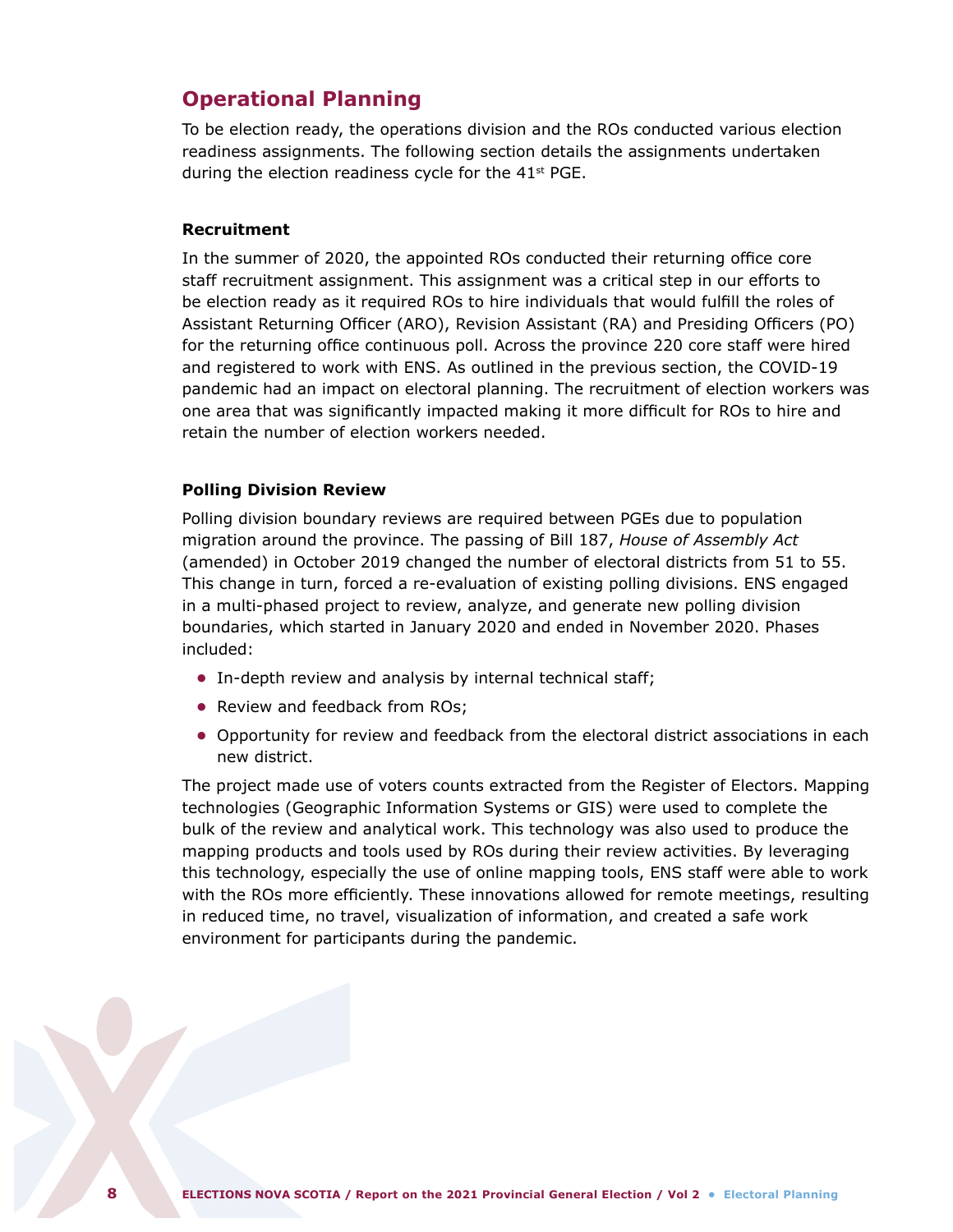## Operational Planning

To be election ready, the operations division and the ROs conducted various election readiness assignments. The following section details the assignments undertaken during the election readiness cycle for the 41st PGE.

### Recruitment

In the summer of 2020, the appointed ROs conducted their returning office core staff recruitment assignment. This assignment was a critical step in our efforts to be election ready as it required ROs to hire individuals that would fulfill the roles of Assistant Returning Officer (ARO), Revision Assistant (RA) and Presiding Officers (PO) for the returning office continuous poll. Across the province 220 core staff were hired and registered to work with ENS. As outlined in the previous section, the COVID-19 pandemic had an impact on electoral planning. The recruitment of election workers was one area that was significantly impacted making it more difficult for ROs to hire and retain the number of election workers needed.

### Polling Division Review

Polling division boundary reviews are required between PGEs due to population migration around the province. The passing of Bill 187, *House of Assembly Act* (amended) in October 2019 changed the number of electoral districts from 51 to 55. This change in turn, forced a re-evaluation of existing polling divisions. ENS engaged in a multi-phased project to review, analyze, and generate new polling division boundaries, which started in January 2020 and ended in November 2020. Phases included:

- In-depth review and analysis by internal technical staff;
- Review and feedback from ROs;
- Opportunity for review and feedback from the electoral district associations in each new district.

The project made use of voters counts extracted from the Register of Electors. Mapping technologies (Geographic Information Systems or GIS) were used to complete the bulk of the review and analytical work. This technology was also used to produce the mapping products and tools used by ROs during their review activities. By leveraging this technology, especially the use of online mapping tools, ENS staff were able to work with the ROs more efficiently. These innovations allowed for remote meetings, resulting in reduced time, no travel, visualization of information, and created a safe work environment for participants during the pandemic.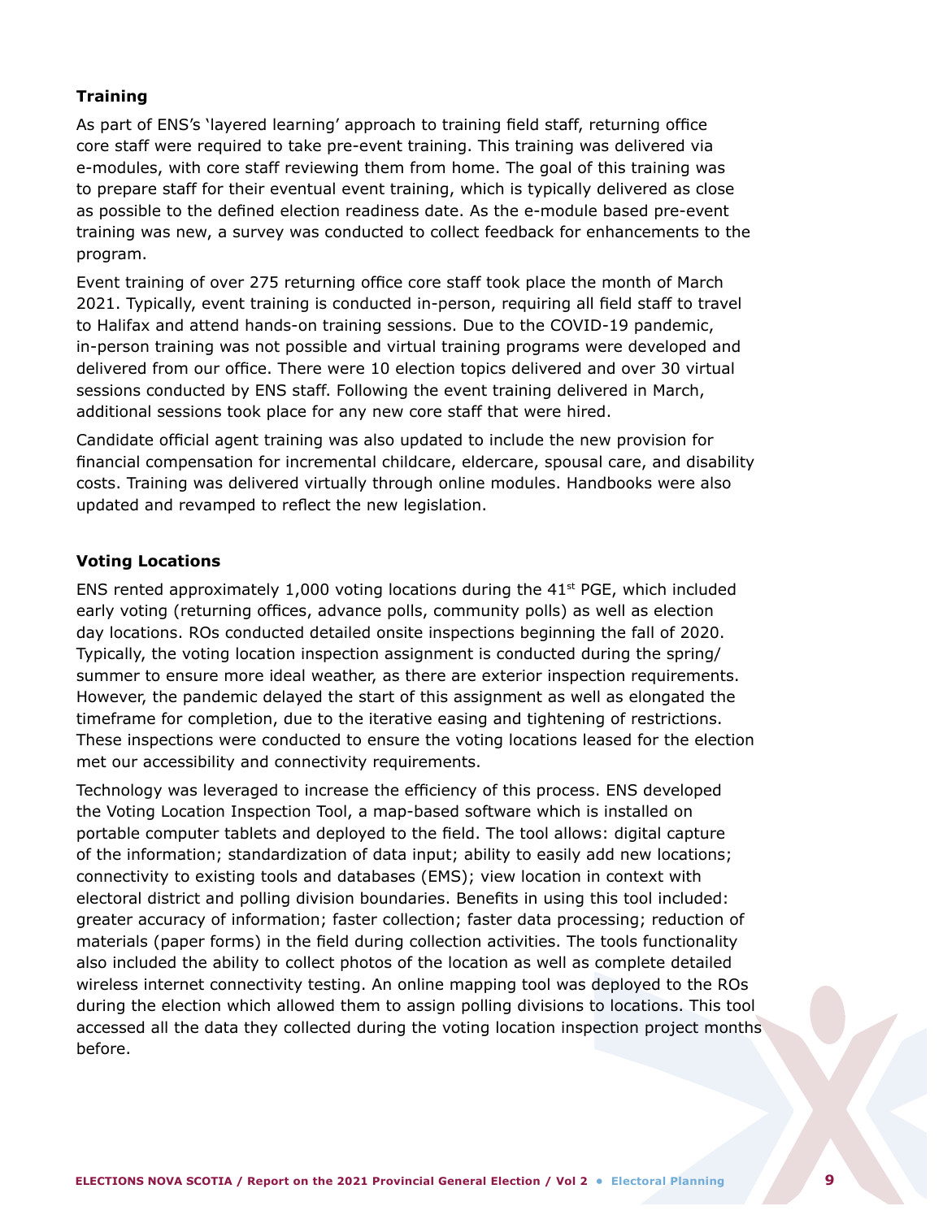### Training

As part of ENS's 'layered learning' approach to training field staff, returning office core staff were required to take pre-event training. This training was delivered via e-modules, with core staff reviewing them from home. The goal of this training was to prepare staff for their eventual event training, which is typically delivered as close as possible to the defined election readiness date. As the e-module based pre-event training was new, a survey was conducted to collect feedback for enhancements to the program.

Event training of over 275 returning office core staff took place the month of March 2021. Typically, event training is conducted in-person, requiring all field staff to travel to Halifax and attend hands-on training sessions. Due to the COVID-19 pandemic, in-person training was not possible and virtual training programs were developed and delivered from our office. There were 10 election topics delivered and over 30 virtual sessions conducted by ENS staff. Following the event training delivered in March, additional sessions took place for any new core staff that were hired.

Candidate official agent training was also updated to include the new provision for financial compensation for incremental childcare, eldercare, spousal care, and disability costs. Training was delivered virtually through online modules. Handbooks were also updated and revamped to reflect the new legislation.

### Voting Locations

ENS rented approximately 1,000 voting locations during the 41st PGE, which included early voting (returning offices, advance polls, community polls) as well as election day locations. ROs conducted detailed onsite inspections beginning the fall of 2020. Typically, the voting location inspection assignment is conducted during the spring/summer to ensure more ideal weather, as there are exterior inspection requirements. However, the pandemic delayed the start of this assignment as well as elongated the timeframe for completion, due to the iterative easing and tightening of restrictions. These inspections were conducted to ensure the voting locations leased for the election met our accessibility and connectivity requirements.

Technology was leveraged to increase the efficiency of this process. ENS developed the Voting Location Inspection Tool, a map-based software which is installed on portable computer tablets and deployed to the field. The tool allows: digital capture of the information; standardization of data input; ability to easily add new locations; connectivity to existing tools and databases (EMS); view location in context with electoral district and polling division boundaries. Benefits in using this tool included: greater accuracy of information; faster collection; faster data processing; reduction of materials (paper forms) in the field during collection activities. The tools functionality also included the ability to collect photos of the location as well as complete detailed wireless internet connectivity testing. An online mapping tool was deployed to the ROs during the election which allowed them to assign polling divisions to locations. This tool accessed all the data they collected during the voting location inspection project months before.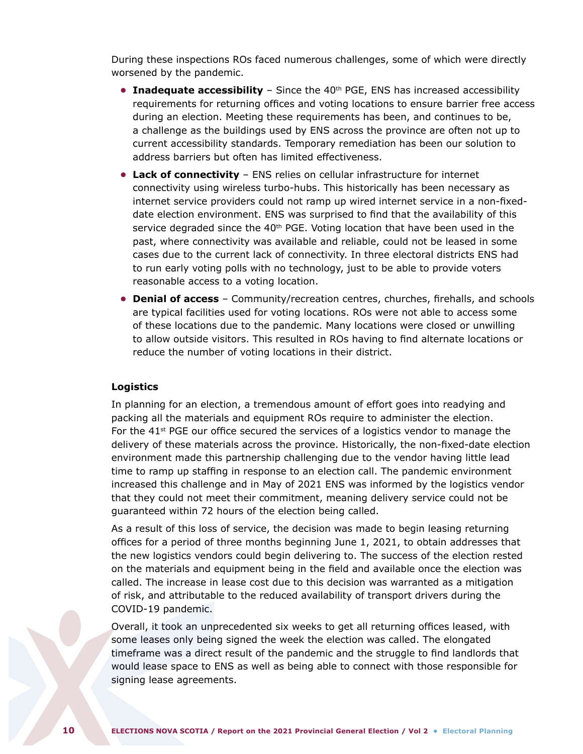During these inspections ROs faced numerous challenges, some of which were directly worsened by the pandemic.

- **Inadequate accessibility** – Since the 40th PGE, ENS has increased accessibility requirements for returning offices and voting locations to ensure barrier free access during an election. Meeting these requirements has been, and continues to be, a challenge as the buildings used by ENS across the province are often not up to current accessibility standards. Temporary remediation has been our solution to address barriers but often has limited effectiveness.
- **Lack of connectivity** – ENS relies on cellular infrastructure for internet connectivity using wireless turbo-hubs. This historically has been necessary as internet service providers could not ramp up wired internet service in a non-fixed-date election environment. ENS was surprised to find that the availability of this service degraded since the 40th PGE. Voting location that have been used in the past, where connectivity was available and reliable, could not be leased in some cases due to the current lack of connectivity. In three electoral districts ENS had to run early voting polls with no technology, just to be able to provide voters reasonable access to a voting location.
- **Denial of access** – Community/recreation centres, churches, firehalls, and schools are typical facilities used for voting locations. ROs were not able to access some of these locations due to the pandemic. Many locations were closed or unwilling to allow outside visitors. This resulted in ROs having to find alternate locations or reduce the number of voting locations in their district.

### Logistics

In planning for an election, a tremendous amount of effort goes into readying and packing all the materials and equipment ROs require to administer the election. For the 41st PGE our office secured the services of a logistics vendor to manage the delivery of these materials across the province. Historically, the non-fixed-date election environment made this partnership challenging due to the vendor having little lead time to ramp up staffing in response to an election call. The pandemic environment increased this challenge and in May of 2021 ENS was informed by the logistics vendor that they could not meet their commitment, meaning delivery service could not be guaranteed within 72 hours of the election being called.

As a result of this loss of service, the decision was made to begin leasing returning offices for a period of three months beginning June 1, 2021, to obtain addresses that the new logistics vendors could begin delivering to. The success of the election rested on the materials and equipment being in the field and available once the election was called. The increase in lease cost due to this decision was warranted as a mitigation of risk, and attributable to the reduced availability of transport drivers during the COVID-19 pandemic.

Overall, it took an unprecedented six weeks to get all returning offices leased, with some leases only being signed the week the election was called. The elongated timeframe was a direct result of the pandemic and the struggle to find landlords that would lease space to ENS as well as being able to connect with those responsible for signing lease agreements.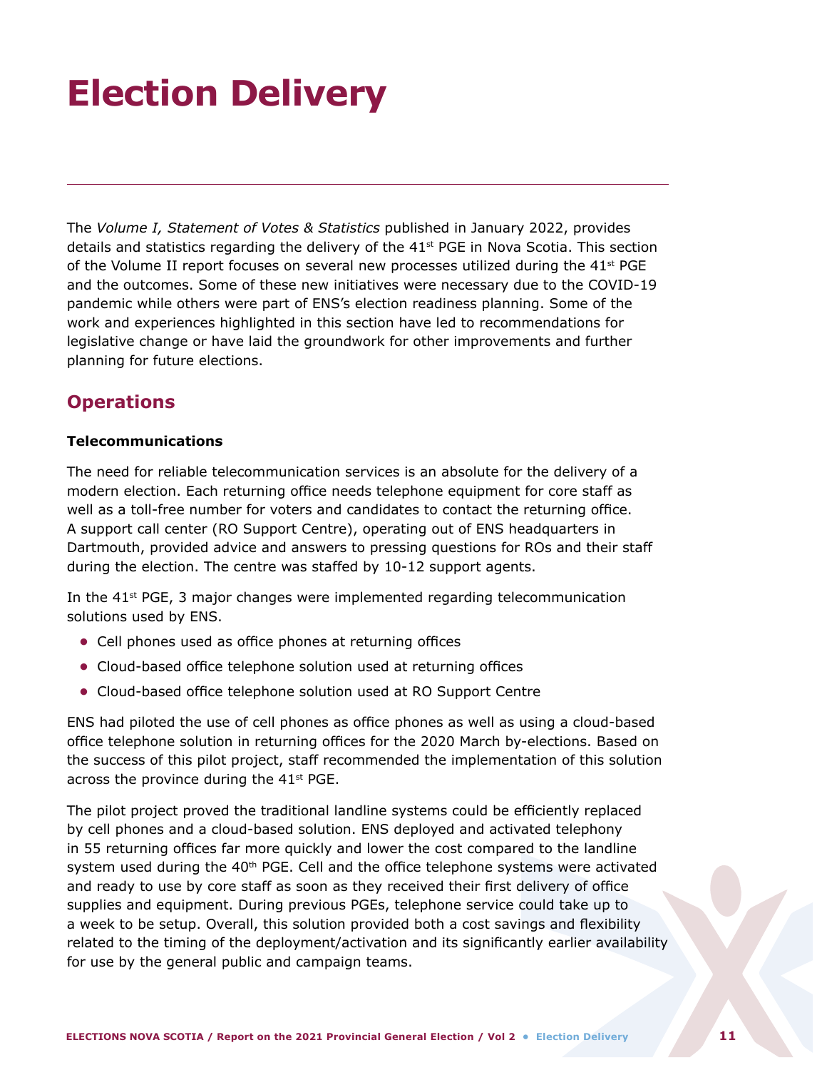# Election Delivery

The *Volume I, Statement of Votes & Statistics* published in January 2022, provides details and statistics regarding the delivery of the 41st PGE in Nova Scotia. This section of the Volume II report focuses on several new processes utilized during the 41st PGE and the outcomes. Some of these new initiatives were necessary due to the COVID-19 pandemic while others were part of ENS's election readiness planning. Some of the work and experiences highlighted in this section have led to recommendations for legislative change or have laid the groundwork for other improvements and further planning for future elections.

## Operations

**Telecommunications**

The need for reliable telecommunication services is an absolute for the delivery of a modern election. Each returning office needs telephone equipment for core staff as well as a toll-free number for voters and candidates to contact the returning office. A support call center (RO Support Centre), operating out of ENS headquarters in Dartmouth, provided advice and answers to pressing questions for ROs and their staff during the election. The centre was staffed by 10-12 support agents.

In the 41st PGE, 3 major changes were implemented regarding telecommunication solutions used by ENS.

- Cell phones used as office phones at returning offices
- Cloud-based office telephone solution used at returning offices
- Cloud-based office telephone solution used at RO Support Centre

ENS had piloted the use of cell phones as office phones as well as using a cloud-based office telephone solution in returning offices for the 2020 March by-elections. Based on the success of this pilot project, staff recommended the implementation of this solution across the province during the 41st PGE.

The pilot project proved the traditional landline systems could be efficiently replaced by cell phones and a cloud-based solution. ENS deployed and activated telephony in 55 returning offices far more quickly and lower the cost compared to the landline system used during the 40th PGE. Cell and the office telephone systems were activated and ready to use by core staff as soon as they received their first delivery of office supplies and equipment. During previous PGEs, telephone service could take up to a week to be setup. Overall, this solution provided both a cost savings and flexibility related to the timing of the deployment/activation and its significantly earlier availability for use by the general public and campaign teams.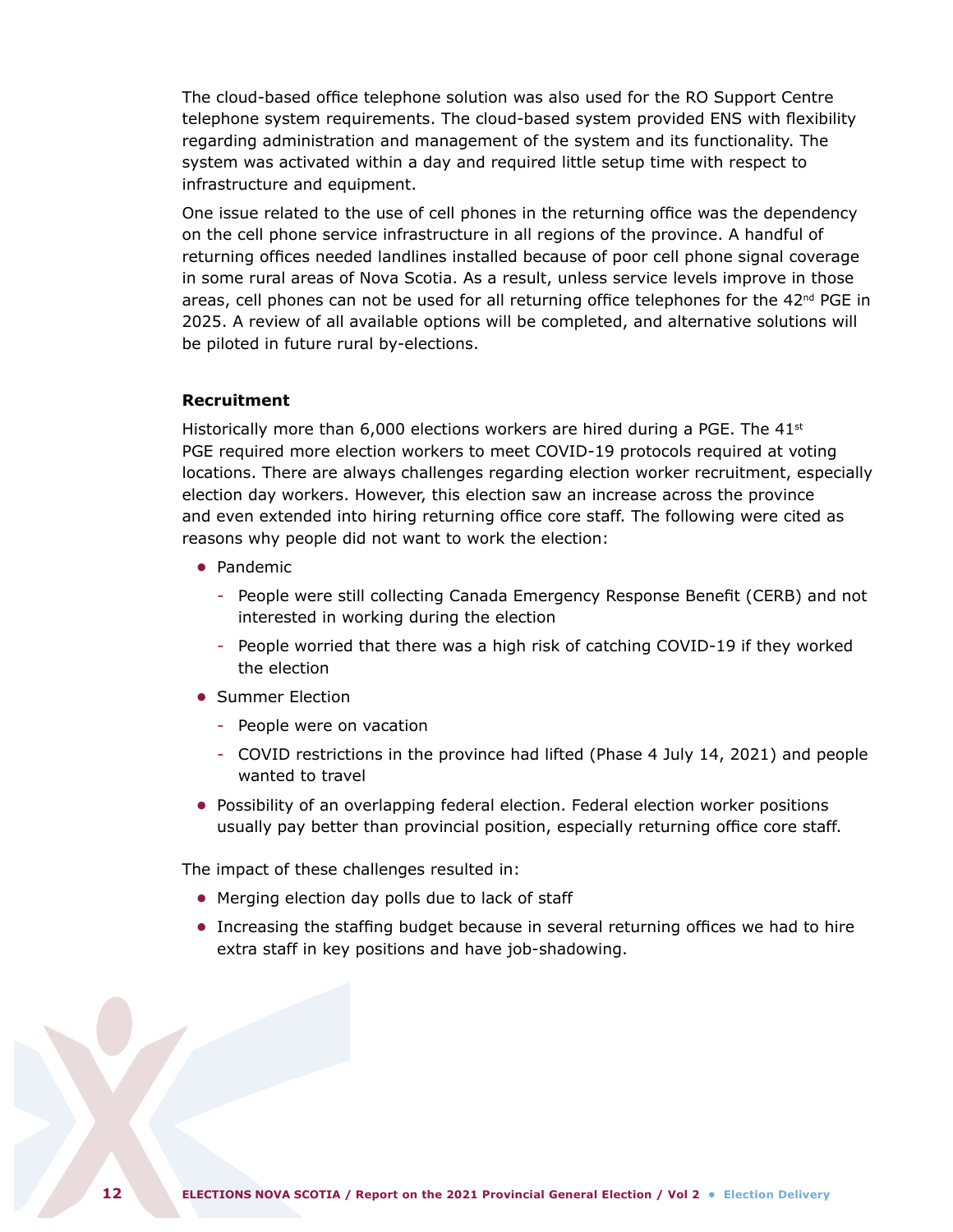The cloud-based office telephone solution was also used for the RO Support Centre telephone system requirements. The cloud-based system provided ENS with flexibility regarding administration and management of the system and its functionality. The system was activated within a day and required little setup time with respect to infrastructure and equipment.

One issue related to the use of cell phones in the returning office was the dependency on the cell phone service infrastructure in all regions of the province. A handful of returning offices needed landlines installed because of poor cell phone signal coverage in some rural areas of Nova Scotia. As a result, unless service levels improve in those areas, cell phones can not be used for all returning office telephones for the 42nd PGE in 2025. A review of all available options will be completed, and alternative solutions will be piloted in future rural by-elections.

**Recruitment**

Historically more than 6,000 elections workers are hired during a PGE. The 41st PGE required more election workers to meet COVID-19 protocols required at voting locations. There are always challenges regarding election worker recruitment, especially election day workers. However, this election saw an increase across the province and even extended into hiring returning office core staff. The following were cited as reasons why people did not want to work the election:

- Pandemic
  - People were still collecting Canada Emergency Response Benefit (CERB) and not interested in working during the election
  - People worried that there was a high risk of catching COVID-19 if they worked the election
- Summer Election
  - People were on vacation
  - COVID restrictions in the province had lifted (Phase 4 July 14, 2021) and people wanted to travel
- Possibility of an overlapping federal election. Federal election worker positions usually pay better than provincial position, especially returning office core staff.

The impact of these challenges resulted in:

- Merging election day polls due to lack of staff
- Increasing the staffing budget because in several returning offices we had to hire extra staff in key positions and have job-shadowing.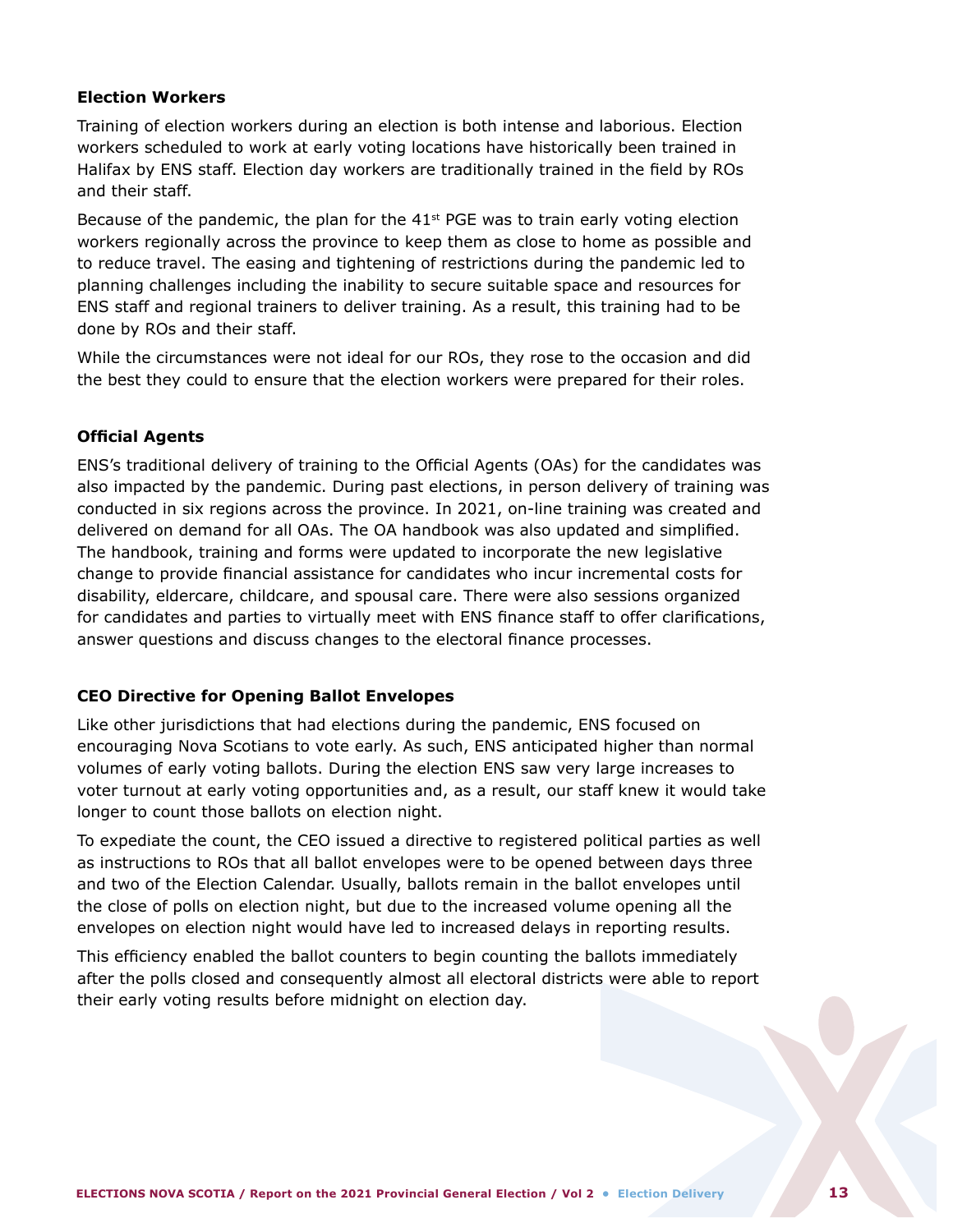### Election Workers

Training of election workers during an election is both intense and laborious. Election workers scheduled to work at early voting locations have historically been trained in Halifax by ENS staff. Election day workers are traditionally trained in the field by ROs and their staff.

Because of the pandemic, the plan for the 41st PGE was to train early voting election workers regionally across the province to keep them as close to home as possible and to reduce travel. The easing and tightening of restrictions during the pandemic led to planning challenges including the inability to secure suitable space and resources for ENS staff and regional trainers to deliver training. As a result, this training had to be done by ROs and their staff.

While the circumstances were not ideal for our ROs, they rose to the occasion and did the best they could to ensure that the election workers were prepared for their roles.

### Official Agents

ENS's traditional delivery of training to the Official Agents (OAs) for the candidates was also impacted by the pandemic. During past elections, in person delivery of training was conducted in six regions across the province. In 2021, on-line training was created and delivered on demand for all OAs. The OA handbook was also updated and simplified. The handbook, training and forms were updated to incorporate the new legislative change to provide financial assistance for candidates who incur incremental costs for disability, eldercare, childcare, and spousal care. There were also sessions organized for candidates and parties to virtually meet with ENS finance staff to offer clarifications, answer questions and discuss changes to the electoral finance processes.

### CEO Directive for Opening Ballot Envelopes

Like other jurisdictions that had elections during the pandemic, ENS focused on encouraging Nova Scotians to vote early. As such, ENS anticipated higher than normal volumes of early voting ballots. During the election ENS saw very large increases to voter turnout at early voting opportunities and, as a result, our staff knew it would take longer to count those ballots on election night.

To expediate the count, the CEO issued a directive to registered political parties as well as instructions to ROs that all ballot envelopes were to be opened between days three and two of the Election Calendar. Usually, ballots remain in the ballot envelopes until the close of polls on election night, but due to the increased volume opening all the envelopes on election night would have led to increased delays in reporting results.

This efficiency enabled the ballot counters to begin counting the ballots immediately after the polls closed and consequently almost all electoral districts were able to report their early voting results before midnight on election day.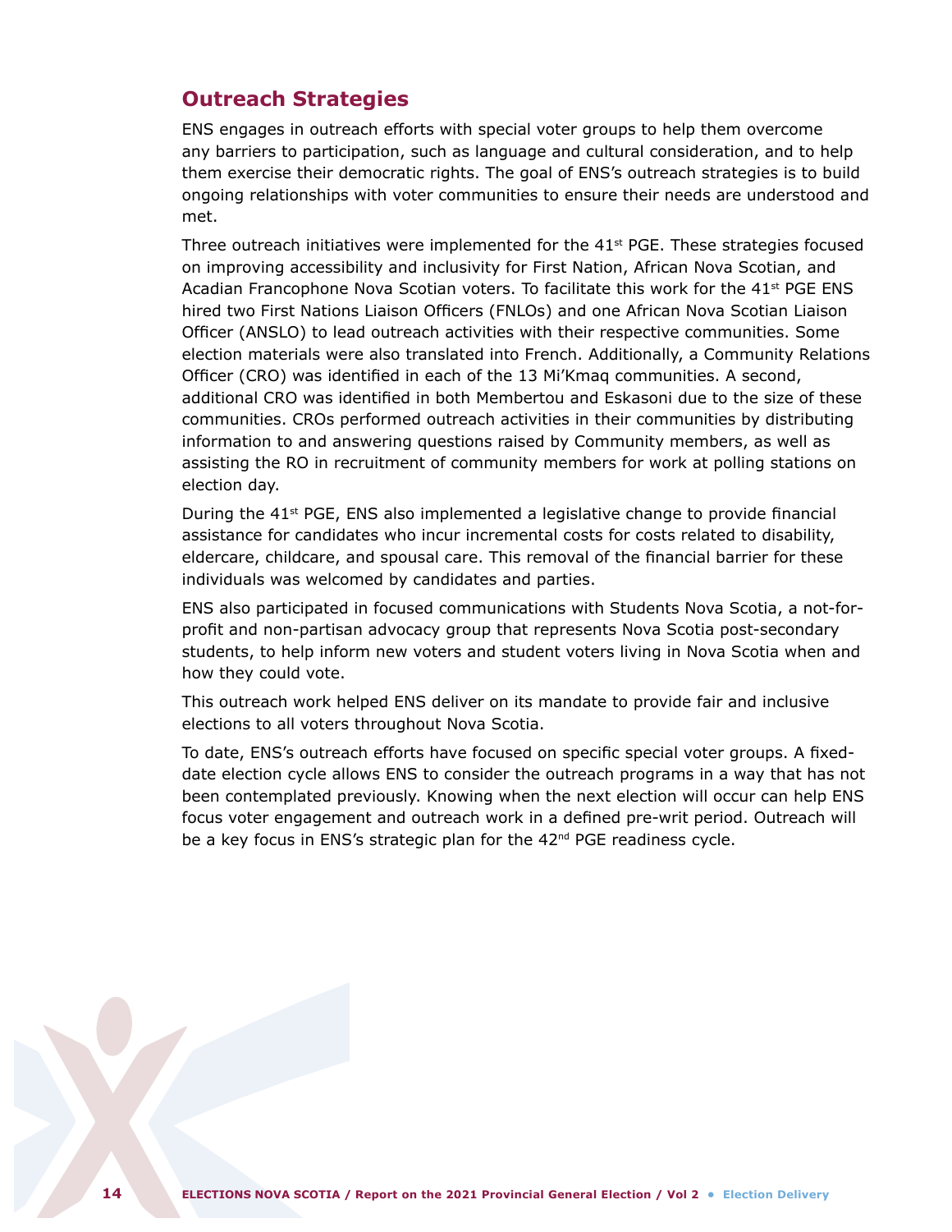## Outreach Strategies

ENS engages in outreach efforts with special voter groups to help them overcome any barriers to participation, such as language and cultural consideration, and to help them exercise their democratic rights. The goal of ENS's outreach strategies is to build ongoing relationships with voter communities to ensure their needs are understood and met.

Three outreach initiatives were implemented for the 41st PGE. These strategies focused on improving accessibility and inclusivity for First Nation, African Nova Scotian, and Acadian Francophone Nova Scotian voters. To facilitate this work for the 41st PGE ENS hired two First Nations Liaison Officers (FNLOs) and one African Nova Scotian Liaison Officer (ANSLO) to lead outreach activities with their respective communities. Some election materials were also translated into French. Additionally, a Community Relations Officer (CRO) was identified in each of the 13 Mi'Kmaq communities. A second, additional CRO was identified in both Membertou and Eskasoni due to the size of these communities. CROs performed outreach activities in their communities by distributing information to and answering questions raised by Community members, as well as assisting the RO in recruitment of community members for work at polling stations on election day.

During the 41st PGE, ENS also implemented a legislative change to provide financial assistance for candidates who incur incremental costs for costs related to disability, eldercare, childcare, and spousal care. This removal of the financial barrier for these individuals was welcomed by candidates and parties.

ENS also participated in focused communications with Students Nova Scotia, a not-for-profit and non-partisan advocacy group that represents Nova Scotia post-secondary students, to help inform new voters and student voters living in Nova Scotia when and how they could vote.

This outreach work helped ENS deliver on its mandate to provide fair and inclusive elections to all voters throughout Nova Scotia.

To date, ENS's outreach efforts have focused on specific special voter groups. A fixed-date election cycle allows ENS to consider the outreach programs in a way that has not been contemplated previously. Knowing when the next election will occur can help ENS focus voter engagement and outreach work in a defined pre-writ period. Outreach will be a key focus in ENS's strategic plan for the 42nd PGE readiness cycle.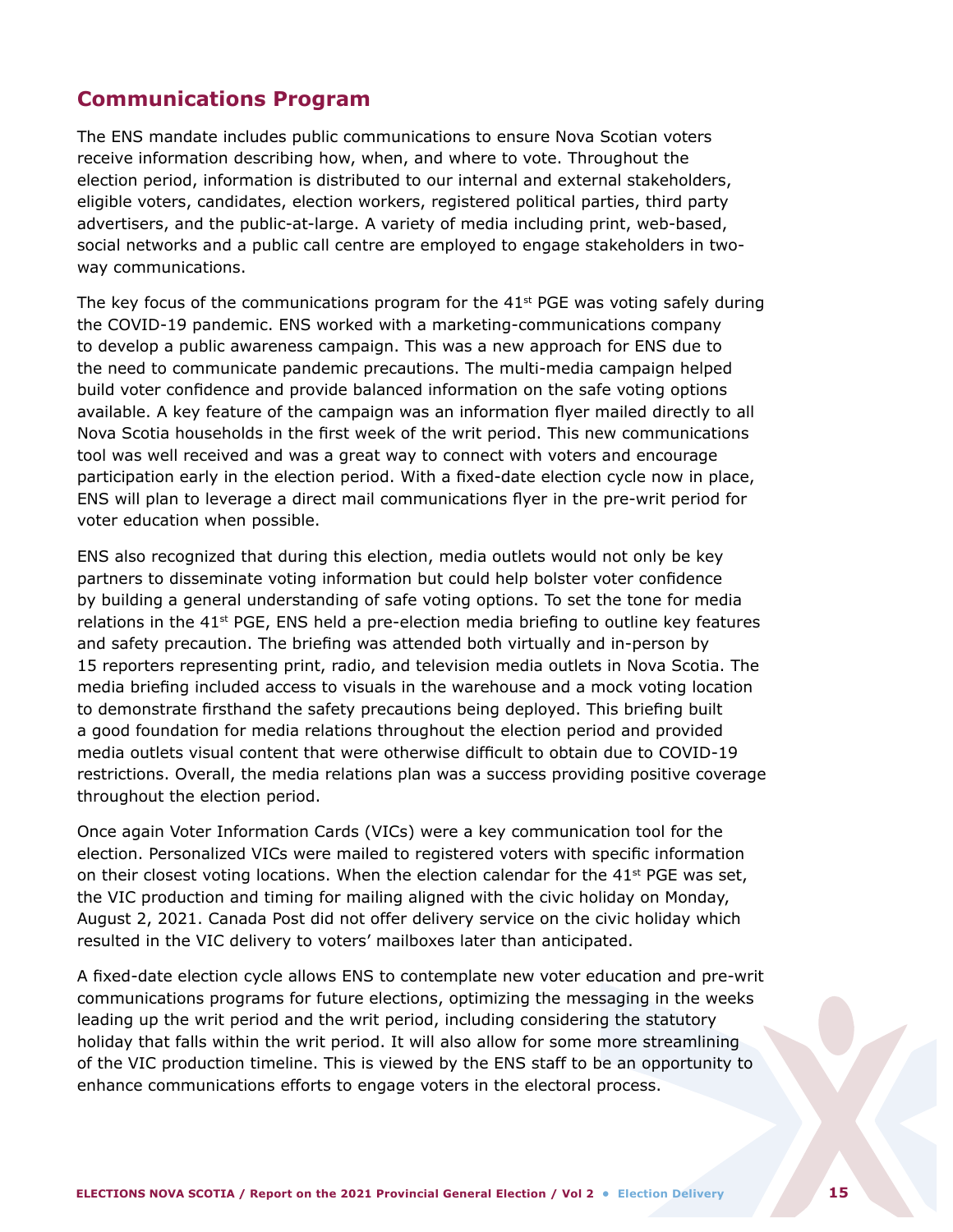## Communications Program

The ENS mandate includes public communications to ensure Nova Scotian voters receive information describing how, when, and where to vote. Throughout the election period, information is distributed to our internal and external stakeholders, eligible voters, candidates, election workers, registered political parties, third party advertisers, and the public-at-large. A variety of media including print, web-based, social networks and a public call centre are employed to engage stakeholders in two-way communications.

The key focus of the communications program for the 41st PGE was voting safely during the COVID-19 pandemic. ENS worked with a marketing-communications company to develop a public awareness campaign. This was a new approach for ENS due to the need to communicate pandemic precautions. The multi-media campaign helped build voter confidence and provide balanced information on the safe voting options available. A key feature of the campaign was an information flyer mailed directly to all Nova Scotia households in the first week of the writ period. This new communications tool was well received and was a great way to connect with voters and encourage participation early in the election period. With a fixed-date election cycle now in place, ENS will plan to leverage a direct mail communications flyer in the pre-writ period for voter education when possible.

ENS also recognized that during this election, media outlets would not only be key partners to disseminate voting information but could help bolster voter confidence by building a general understanding of safe voting options. To set the tone for media relations in the 41st PGE, ENS held a pre-election media briefing to outline key features and safety precaution. The briefing was attended both virtually and in-person by 15 reporters representing print, radio, and television media outlets in Nova Scotia. The media briefing included access to visuals in the warehouse and a mock voting location to demonstrate firsthand the safety precautions being deployed. This briefing built a good foundation for media relations throughout the election period and provided media outlets visual content that were otherwise difficult to obtain due to COVID-19 restrictions. Overall, the media relations plan was a success providing positive coverage throughout the election period.

Once again Voter Information Cards (VICs) were a key communication tool for the election. Personalized VICs were mailed to registered voters with specific information on their closest voting locations. When the election calendar for the 41st PGE was set, the VIC production and timing for mailing aligned with the civic holiday on Monday, August 2, 2021. Canada Post did not offer delivery service on the civic holiday which resulted in the VIC delivery to voters' mailboxes later than anticipated.

A fixed-date election cycle allows ENS to contemplate new voter education and pre-writ communications programs for future elections, optimizing the messaging in the weeks leading up the writ period and the writ period, including considering the statutory holiday that falls within the writ period. It will also allow for some more streamlining of the VIC production timeline. This is viewed by the ENS staff to be an opportunity to enhance communications efforts to engage voters in the electoral process.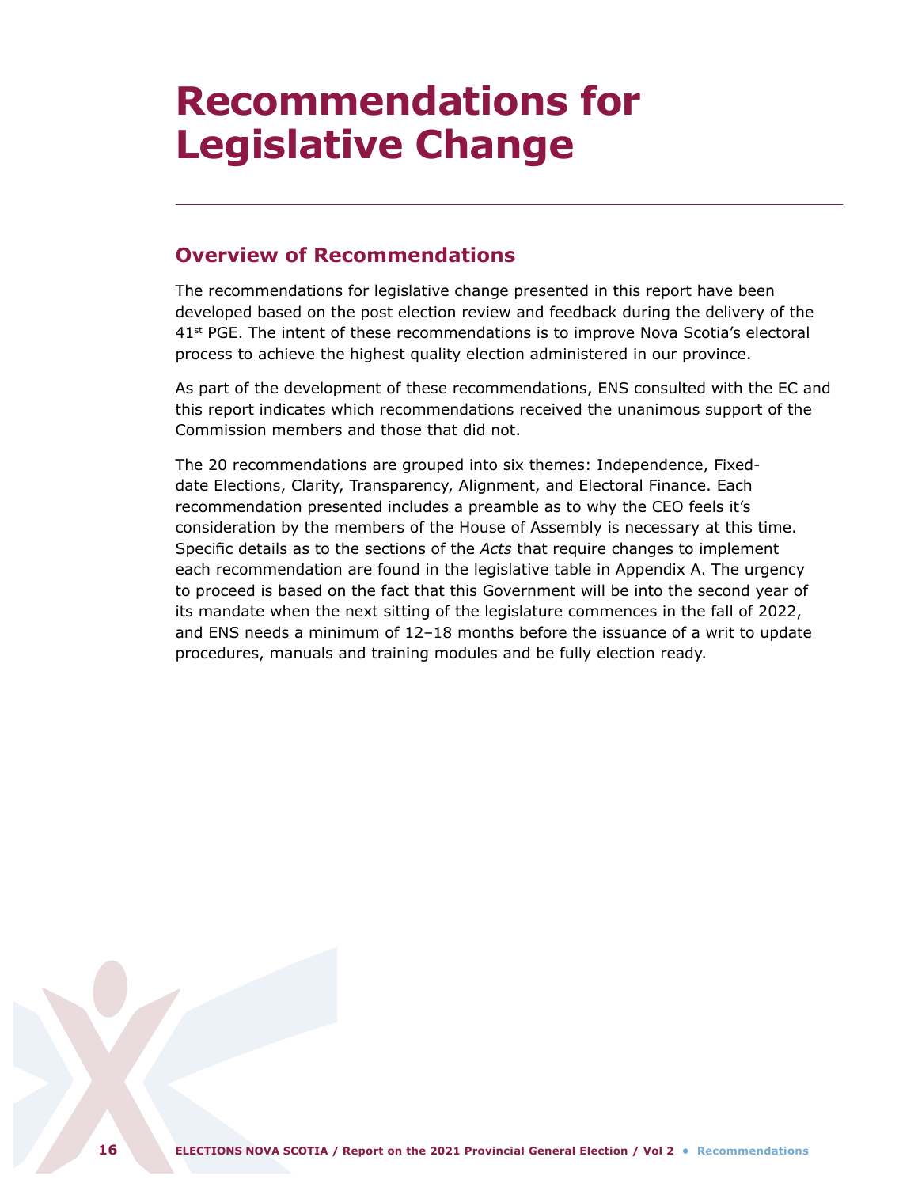# Recommendations for Legislative Change

## Overview of Recommendations

The recommendations for legislative change presented in this report have been developed based on the post election review and feedback during the delivery of the 41st PGE. The intent of these recommendations is to improve Nova Scotia's electoral process to achieve the highest quality election administered in our province.

As part of the development of these recommendations, ENS consulted with the EC and this report indicates which recommendations received the unanimous support of the Commission members and those that did not.

The 20 recommendations are grouped into six themes: Independence, Fixed-date Elections, Clarity, Transparency, Alignment, and Electoral Finance. Each recommendation presented includes a preamble as to why the CEO feels it's consideration by the members of the House of Assembly is necessary at this time. Specific details as to the sections of the *Acts* that require changes to implement each recommendation are found in the legislative table in Appendix A. The urgency to proceed is based on the fact that this Government will be into the second year of its mandate when the next sitting of the legislature commences in the fall of 2022, and ENS needs a minimum of 12–18 months before the issuance of a writ to update procedures, manuals and training modules and be fully election ready.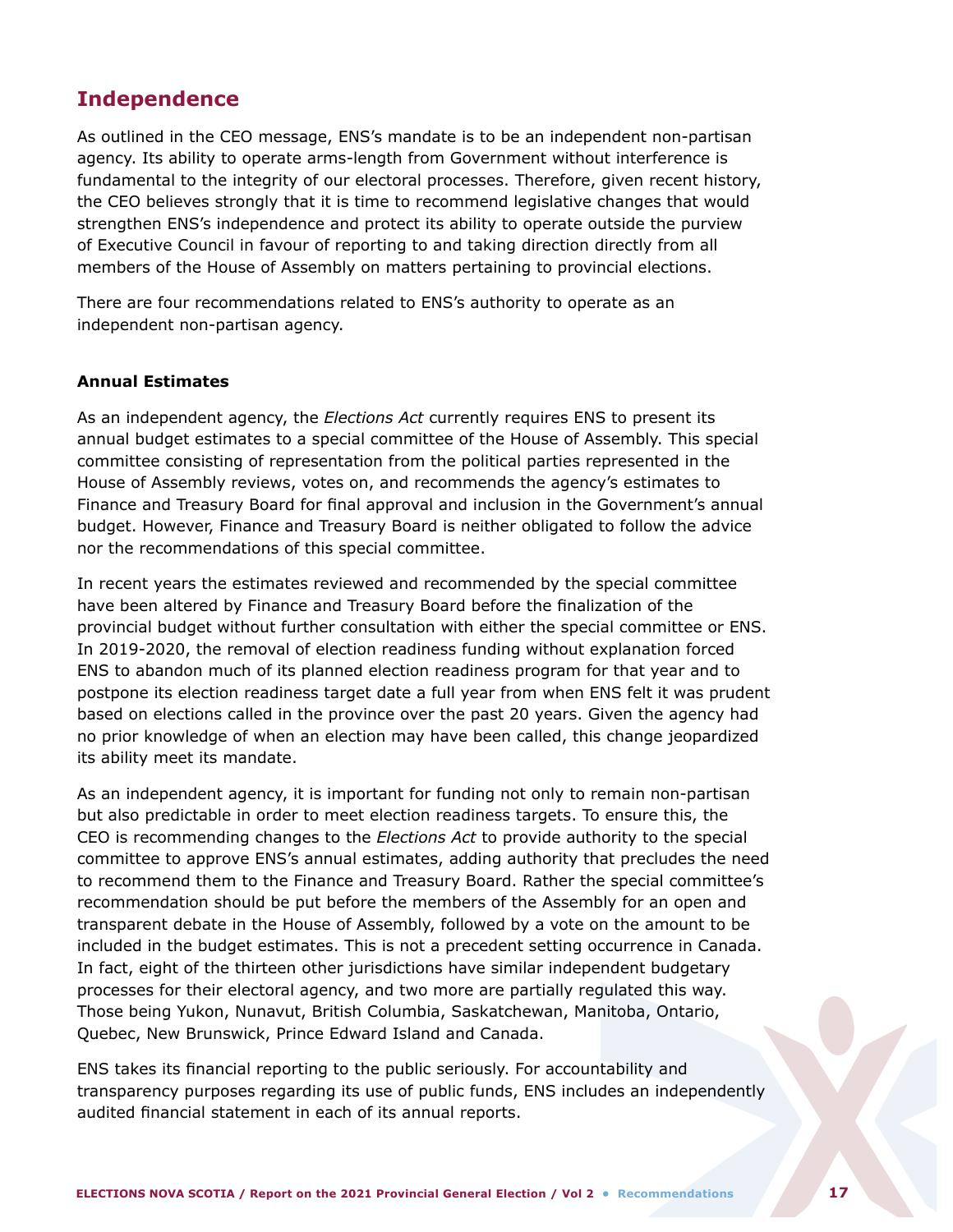## Independence

As outlined in the CEO message, ENS's mandate is to be an independent non-partisan agency. Its ability to operate arms-length from Government without interference is fundamental to the integrity of our electoral processes. Therefore, given recent history, the CEO believes strongly that it is time to recommend legislative changes that would strengthen ENS's independence and protect its ability to operate outside the purview of Executive Council in favour of reporting to and taking direction directly from all members of the House of Assembly on matters pertaining to provincial elections.

There are four recommendations related to ENS's authority to operate as an independent non-partisan agency.

### Annual Estimates

As an independent agency, the *Elections Act* currently requires ENS to present its annual budget estimates to a special committee of the House of Assembly. This special committee consisting of representation from the political parties represented in the House of Assembly reviews, votes on, and recommends the agency's estimates to Finance and Treasury Board for final approval and inclusion in the Government's annual budget. However, Finance and Treasury Board is neither obligated to follow the advice nor the recommendations of this special committee.

In recent years the estimates reviewed and recommended by the special committee have been altered by Finance and Treasury Board before the finalization of the provincial budget without further consultation with either the special committee or ENS. In 2019-2020, the removal of election readiness funding without explanation forced ENS to abandon much of its planned election readiness program for that year and to postpone its election readiness target date a full year from when ENS felt it was prudent based on elections called in the province over the past 20 years. Given the agency had no prior knowledge of when an election may have been called, this change jeopardized its ability meet its mandate.

As an independent agency, it is important for funding not only to remain non-partisan but also predictable in order to meet election readiness targets. To ensure this, the CEO is recommending changes to the *Elections Act* to provide authority to the special committee to approve ENS's annual estimates, adding authority that precludes the need to recommend them to the Finance and Treasury Board. Rather the special committee's recommendation should be put before the members of the Assembly for an open and transparent debate in the House of Assembly, followed by a vote on the amount to be included in the budget estimates. This is not a precedent setting occurrence in Canada. In fact, eight of the thirteen other jurisdictions have similar independent budgetary processes for their electoral agency, and two more are partially regulated this way. Those being Yukon, Nunavut, British Columbia, Saskatchewan, Manitoba, Ontario, Quebec, New Brunswick, Prince Edward Island and Canada.

ENS takes its financial reporting to the public seriously. For accountability and transparency purposes regarding its use of public funds, ENS includes an independently audited financial statement in each of its annual reports.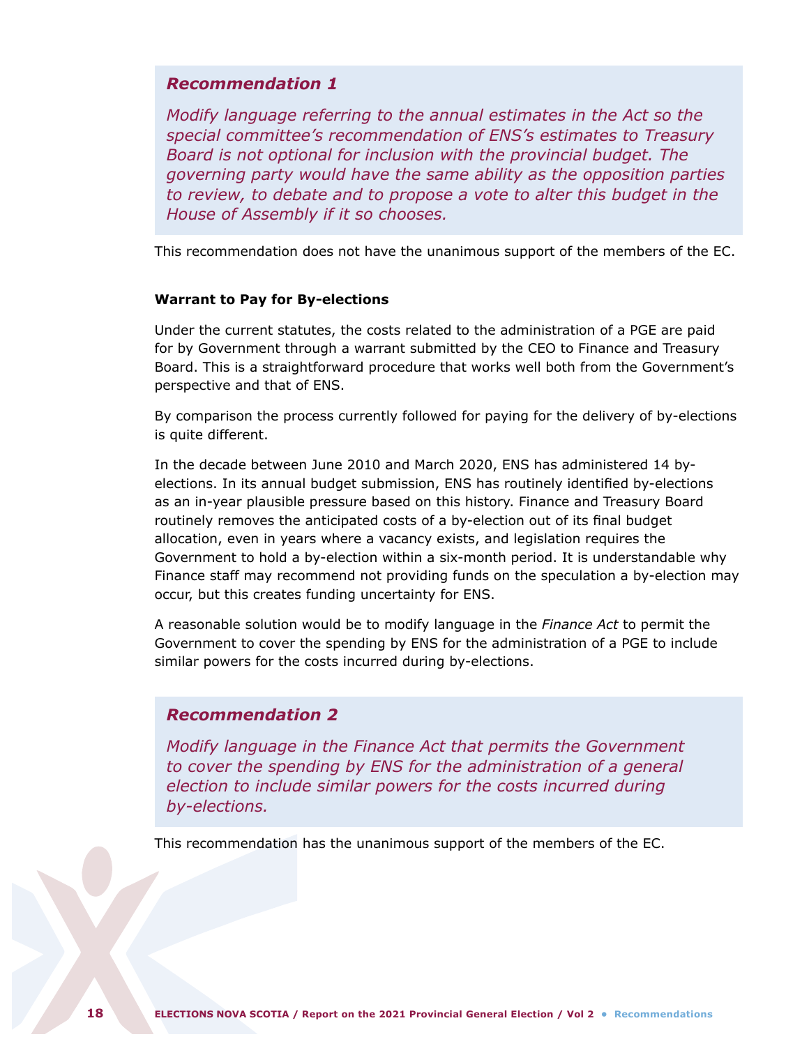### *Recommendation 1*

*Modify language referring to the annual estimates in the Act so the special committee's recommendation of ENS's estimates to Treasury Board is not optional for inclusion with the provincial budget. The governing party would have the same ability as the opposition parties to review, to debate and to propose a vote to alter this budget in the House of Assembly if it so chooses.*

This recommendation does not have the unanimous support of the members of the EC.

**Warrant to Pay for By-elections**

Under the current statutes, the costs related to the administration of a PGE are paid for by Government through a warrant submitted by the CEO to Finance and Treasury Board. This is a straightforward procedure that works well both from the Government's perspective and that of ENS.

By comparison the process currently followed for paying for the delivery of by-elections is quite different.

In the decade between June 2010 and March 2020, ENS has administered 14 by-elections. In its annual budget submission, ENS has routinely identified by-elections as an in-year plausible pressure based on this history. Finance and Treasury Board routinely removes the anticipated costs of a by-election out of its final budget allocation, even in years where a vacancy exists, and legislation requires the Government to hold a by-election within a six-month period. It is understandable why Finance staff may recommend not providing funds on the speculation a by-election may occur, but this creates funding uncertainty for ENS.

A reasonable solution would be to modify language in the *Finance Act* to permit the Government to cover the spending by ENS for the administration of a PGE to include similar powers for the costs incurred during by-elections.

### *Recommendation 2*

*Modify language in the Finance Act that permits the Government to cover the spending by ENS for the administration of a general election to include similar powers for the costs incurred during by-elections.*

This recommendation has the unanimous support of the members of the EC.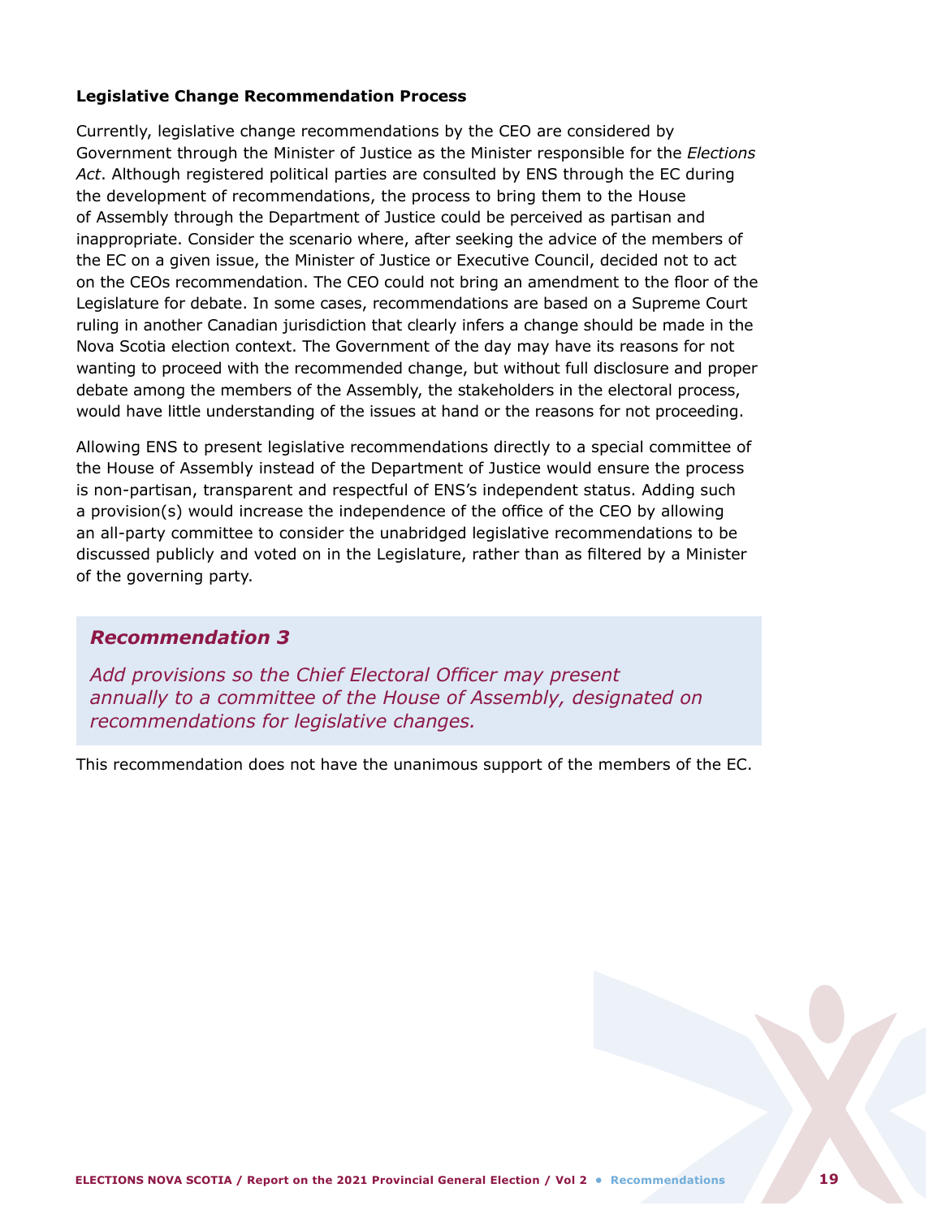### Legislative Change Recommendation Process

Currently, legislative change recommendations by the CEO are considered by Government through the Minister of Justice as the Minister responsible for the *Elections Act*. Although registered political parties are consulted by ENS through the EC during the development of recommendations, the process to bring them to the House of Assembly through the Department of Justice could be perceived as partisan and inappropriate. Consider the scenario where, after seeking the advice of the members of the EC on a given issue, the Minister of Justice or Executive Council, decided not to act on the CEOs recommendation. The CEO could not bring an amendment to the floor of the Legislature for debate. In some cases, recommendations are based on a Supreme Court ruling in another Canadian jurisdiction that clearly infers a change should be made in the Nova Scotia election context. The Government of the day may have its reasons for not wanting to proceed with the recommended change, but without full disclosure and proper debate among the members of the Assembly, the stakeholders in the electoral process, would have little understanding of the issues at hand or the reasons for not proceeding.

Allowing ENS to present legislative recommendations directly to a special committee of the House of Assembly instead of the Department of Justice would ensure the process is non-partisan, transparent and respectful of ENS's independent status. Adding such a provision(s) would increase the independence of the office of the CEO by allowing an all-party committee to consider the unabridged legislative recommendations to be discussed publicly and voted on in the Legislature, rather than as filtered by a Minister of the governing party.

> ***Recommendation 3***
>
> *Add provisions so the Chief Electoral Officer may present annually to a committee of the House of Assembly, designated on recommendations for legislative changes.*

This recommendation does not have the unanimous support of the members of the EC.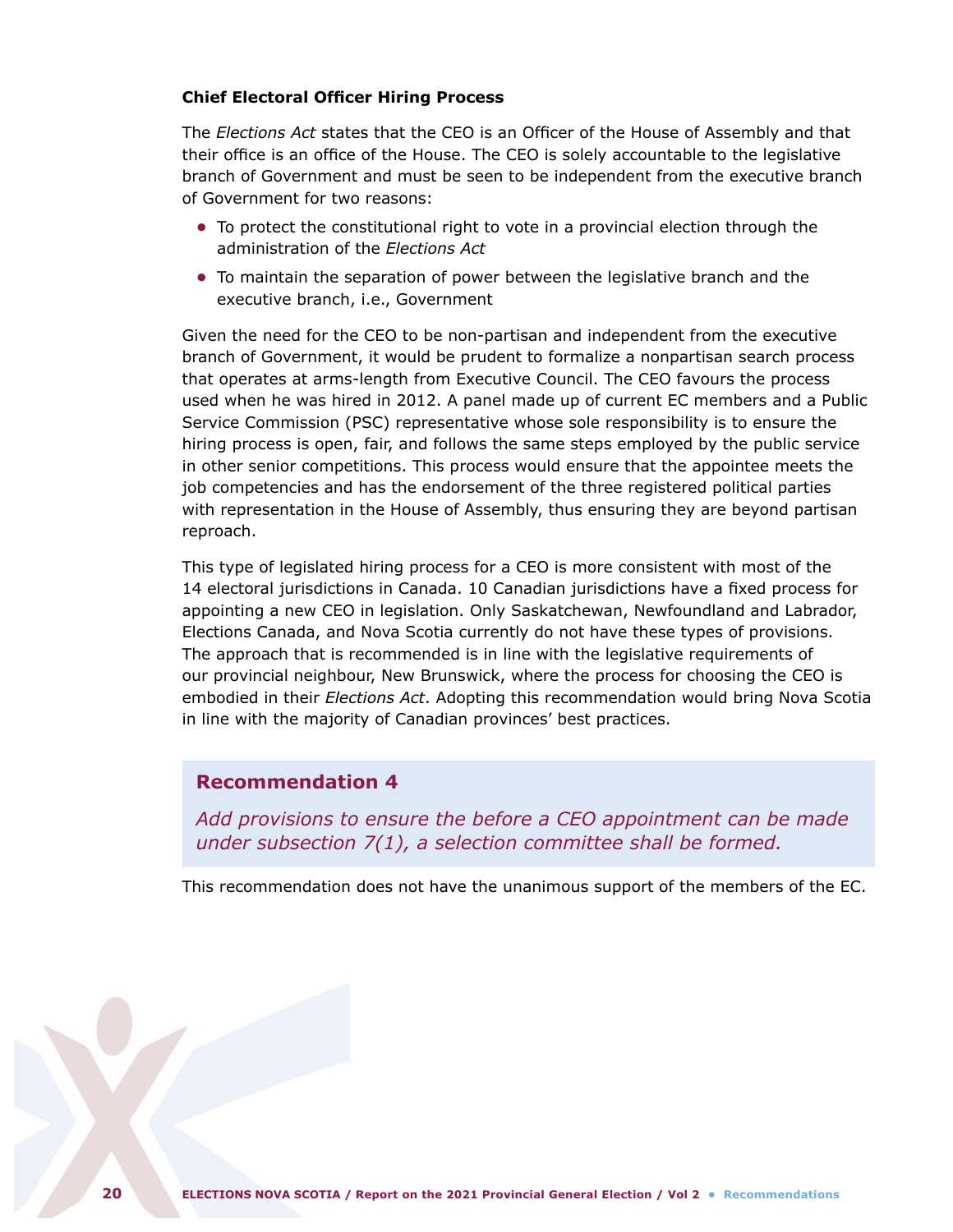**Chief Electoral Officer Hiring Process**

The *Elections Act* states that the CEO is an Officer of the House of Assembly and that their office is an office of the House. The CEO is solely accountable to the legislative branch of Government and must be seen to be independent from the executive branch of Government for two reasons:

- To protect the constitutional right to vote in a provincial election through the administration of the *Elections Act*
- To maintain the separation of power between the legislative branch and the executive branch, i.e., Government

Given the need for the CEO to be non-partisan and independent from the executive branch of Government, it would be prudent to formalize a nonpartisan search process that operates at arms-length from Executive Council. The CEO favours the process used when he was hired in 2012. A panel made up of current EC members and a Public Service Commission (PSC) representative whose sole responsibility is to ensure the hiring process is open, fair, and follows the same steps employed by the public service in other senior competitions. This process would ensure that the appointee meets the job competencies and has the endorsement of the three registered political parties with representation in the House of Assembly, thus ensuring they are beyond partisan reproach.

This type of legislated hiring process for a CEO is more consistent with most of the 14 electoral jurisdictions in Canada. 10 Canadian jurisdictions have a fixed process for appointing a new CEO in legislation. Only Saskatchewan, Newfoundland and Labrador, Elections Canada, and Nova Scotia currently do not have these types of provisions. The approach that is recommended is in line with the legislative requirements of our provincial neighbour, New Brunswick, where the process for choosing the CEO is embodied in their *Elections Act*. Adopting this recommendation would bring Nova Scotia in line with the majority of Canadian provinces' best practices.

### Recommendation 4

*Add provisions to ensure the before a CEO appointment can be made under subsection 7(1), a selection committee shall be formed.*

This recommendation does not have the unanimous support of the members of the EC.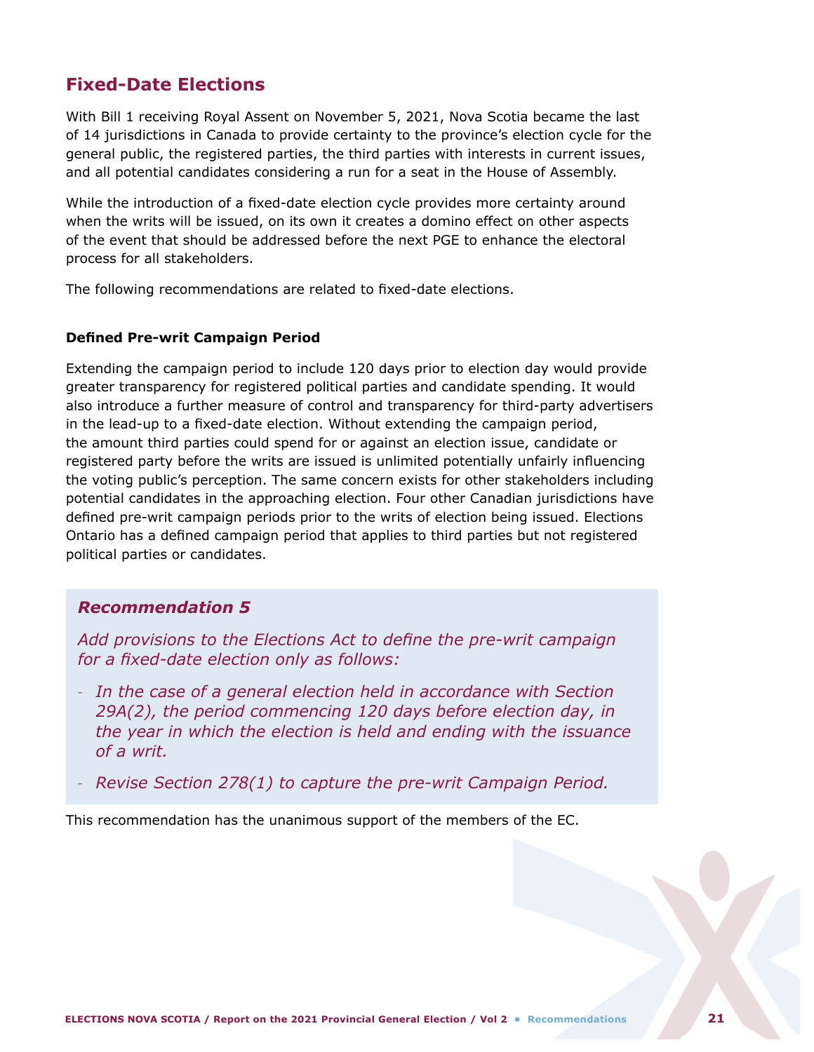## Fixed-Date Elections

With Bill 1 receiving Royal Assent on November 5, 2021, Nova Scotia became the last of 14 jurisdictions in Canada to provide certainty to the province's election cycle for the general public, the registered parties, the third parties with interests in current issues, and all potential candidates considering a run for a seat in the House of Assembly.

While the introduction of a fixed-date election cycle provides more certainty around when the writs will be issued, on its own it creates a domino effect on other aspects of the event that should be addressed before the next PGE to enhance the electoral process for all stakeholders.

The following recommendations are related to fixed-date elections.

**Defined Pre-writ Campaign Period**

Extending the campaign period to include 120 days prior to election day would provide greater transparency for registered political parties and candidate spending. It would also introduce a further measure of control and transparency for third-party advertisers in the lead-up to a fixed-date election. Without extending the campaign period, the amount third parties could spend for or against an election issue, candidate or registered party before the writs are issued is unlimited potentially unfairly influencing the voting public's perception. The same concern exists for other stakeholders including potential candidates in the approaching election. Four other Canadian jurisdictions have defined pre-writ campaign periods prior to the writs of election being issued. Elections Ontario has a defined campaign period that applies to third parties but not registered political parties or candidates.

### *Recommendation 5*

*Add provisions to the Elections Act to define the pre-writ campaign for a fixed-date election only as follows:*

- *In the case of a general election held in accordance with Section 29A(2), the period commencing 120 days before election day, in the year in which the election is held and ending with the issuance of a writ.*
- *Revise Section 278(1) to capture the pre-writ Campaign Period.*

This recommendation has the unanimous support of the members of the EC.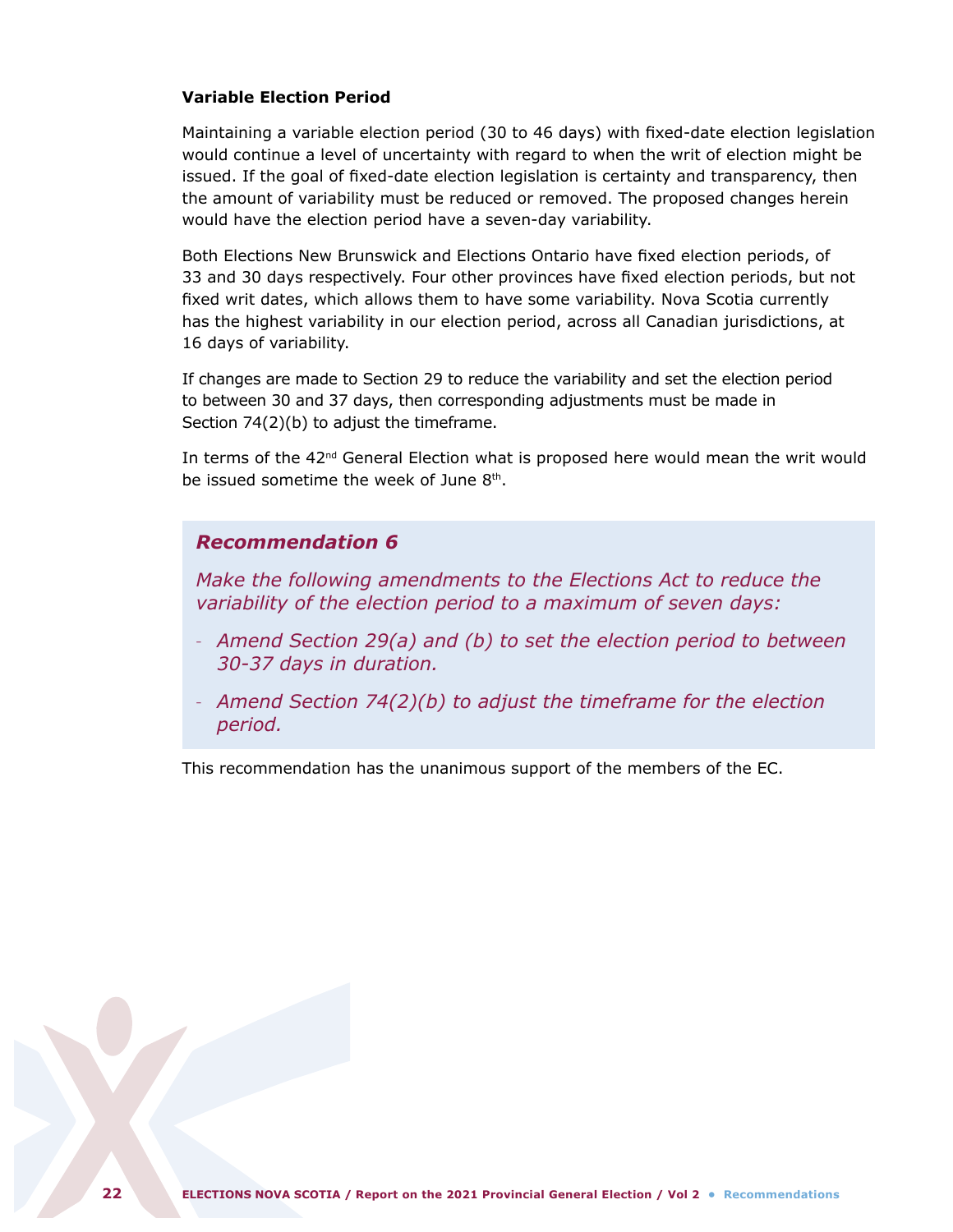### Variable Election Period

Maintaining a variable election period (30 to 46 days) with fixed-date election legislation would continue a level of uncertainty with regard to when the writ of election might be issued. If the goal of fixed-date election legislation is certainty and transparency, then the amount of variability must be reduced or removed. The proposed changes herein would have the election period have a seven-day variability.

Both Elections New Brunswick and Elections Ontario have fixed election periods, of 33 and 30 days respectively. Four other provinces have fixed election periods, but not fixed writ dates, which allows them to have some variability. Nova Scotia currently has the highest variability in our election period, across all Canadian jurisdictions, at 16 days of variability.

If changes are made to Section 29 to reduce the variability and set the election period to between 30 and 37 days, then corresponding adjustments must be made in Section 74(2)(b) to adjust the timeframe.

In terms of the 42nd General Election what is proposed here would mean the writ would be issued sometime the week of June 8th.

> ***Recommendation 6***
>
> *Make the following amendments to the Elections Act to reduce the variability of the election period to a maximum of seven days:*
>
> - *Amend Section 29(a) and (b) to set the election period to between 30-37 days in duration.*
> - *Amend Section 74(2)(b) to adjust the timeframe for the election period.*

This recommendation has the unanimous support of the members of the EC.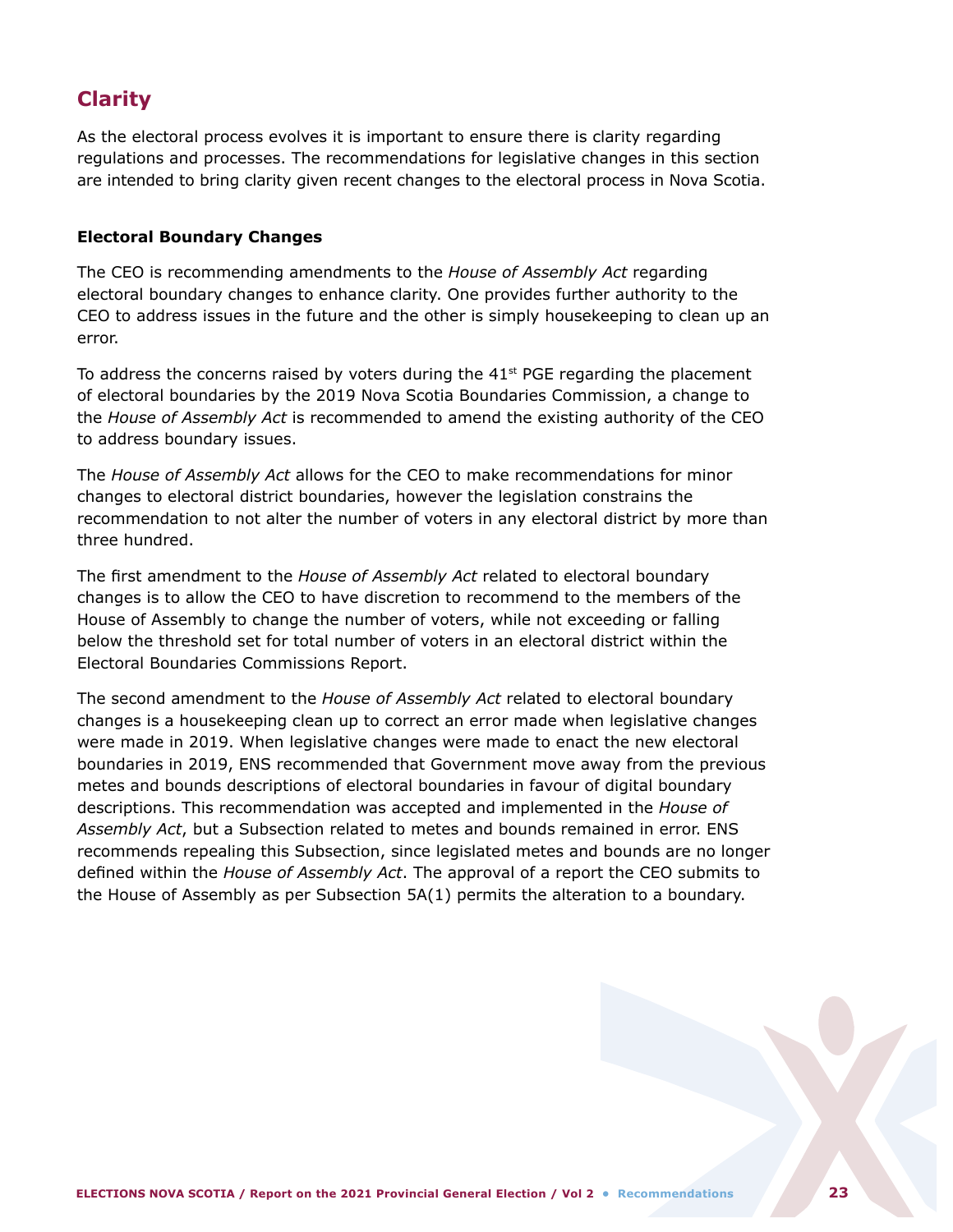## Clarity

As the electoral process evolves it is important to ensure there is clarity regarding regulations and processes. The recommendations for legislative changes in this section are intended to bring clarity given recent changes to the electoral process in Nova Scotia.

### Electoral Boundary Changes

The CEO is recommending amendments to the *House of Assembly Act* regarding electoral boundary changes to enhance clarity. One provides further authority to the CEO to address issues in the future and the other is simply housekeeping to clean up an error.

To address the concerns raised by voters during the 41st PGE regarding the placement of electoral boundaries by the 2019 Nova Scotia Boundaries Commission, a change to the *House of Assembly Act* is recommended to amend the existing authority of the CEO to address boundary issues.

The *House of Assembly Act* allows for the CEO to make recommendations for minor changes to electoral district boundaries, however the legislation constrains the recommendation to not alter the number of voters in any electoral district by more than three hundred.

The first amendment to the *House of Assembly Act* related to electoral boundary changes is to allow the CEO to have discretion to recommend to the members of the House of Assembly to change the number of voters, while not exceeding or falling below the threshold set for total number of voters in an electoral district within the Electoral Boundaries Commissions Report.

The second amendment to the *House of Assembly Act* related to electoral boundary changes is a housekeeping clean up to correct an error made when legislative changes were made in 2019. When legislative changes were made to enact the new electoral boundaries in 2019, ENS recommended that Government move away from the previous metes and bounds descriptions of electoral boundaries in favour of digital boundary descriptions. This recommendation was accepted and implemented in the *House of Assembly Act*, but a Subsection related to metes and bounds remained in error. ENS recommends repealing this Subsection, since legislated metes and bounds are no longer defined within the *House of Assembly Act*. The approval of a report the CEO submits to the House of Assembly as per Subsection 5A(1) permits the alteration to a boundary.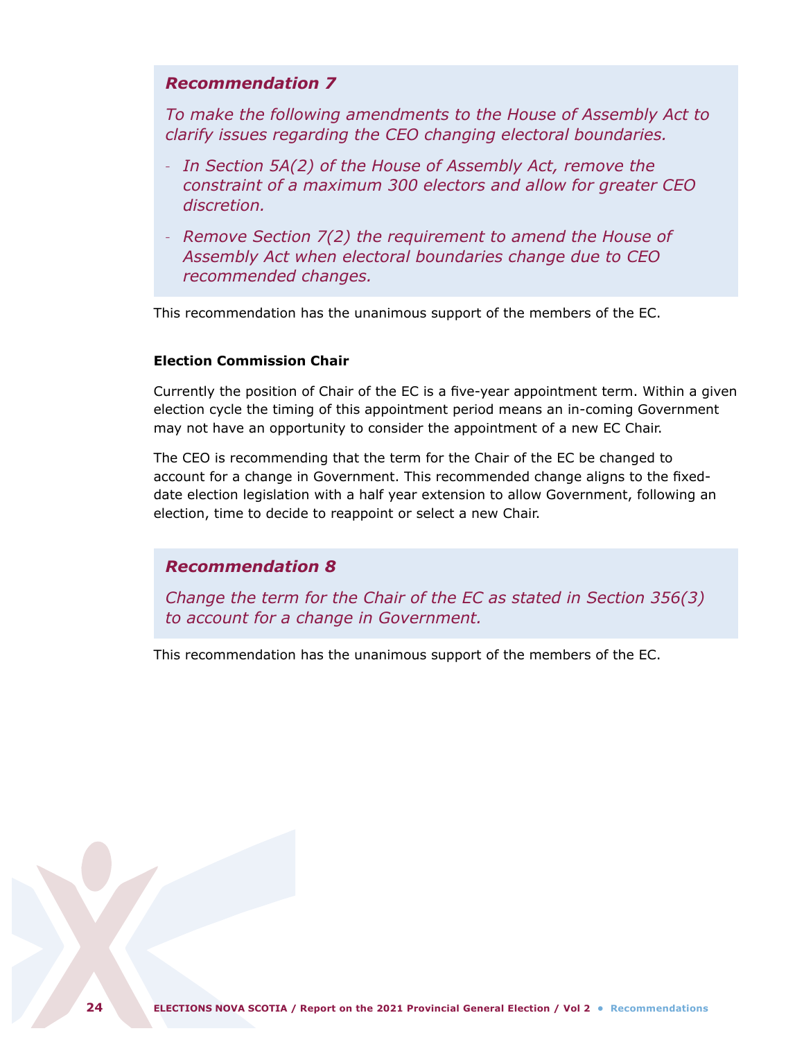### *Recommendation 7*

*To make the following amendments to the House of Assembly Act to clarify issues regarding the CEO changing electoral boundaries.*

- *In Section 5A(2) of the House of Assembly Act, remove the constraint of a maximum 300 electors and allow for greater CEO discretion.*
- *Remove Section 7(2) the requirement to amend the House of Assembly Act when electoral boundaries change due to CEO recommended changes.*

This recommendation has the unanimous support of the members of the EC.

**Election Commission Chair**

Currently the position of Chair of the EC is a five-year appointment term. Within a given election cycle the timing of this appointment period means an in-coming Government may not have an opportunity to consider the appointment of a new EC Chair.

The CEO is recommending that the term for the Chair of the EC be changed to account for a change in Government. This recommended change aligns to the fixed-date election legislation with a half year extension to allow Government, following an election, time to decide to reappoint or select a new Chair.

### *Recommendation 8*

*Change the term for the Chair of the EC as stated in Section 356(3) to account for a change in Government.*

This recommendation has the unanimous support of the members of the EC.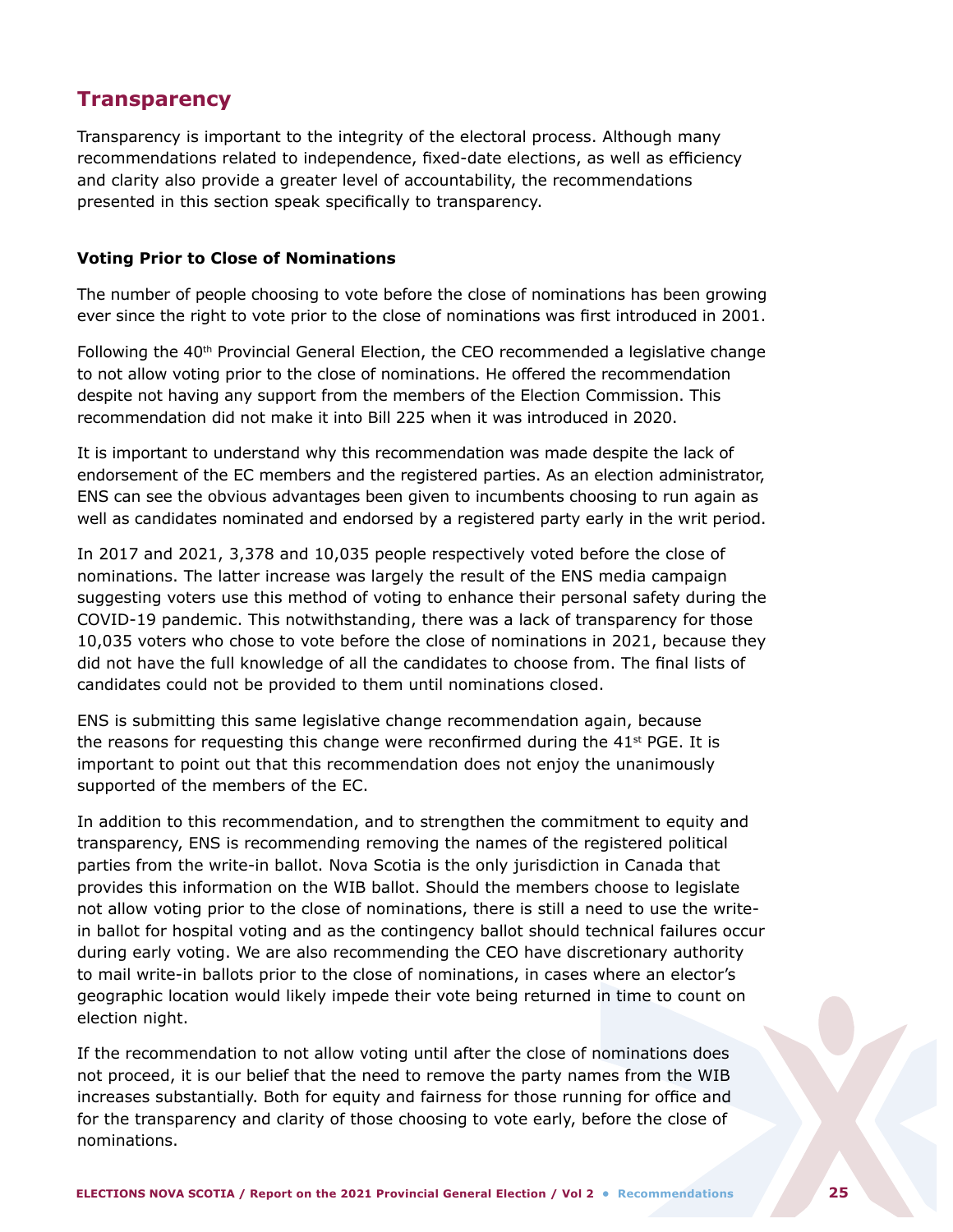## Transparency

Transparency is important to the integrity of the electoral process. Although many recommendations related to independence, fixed-date elections, as well as efficiency and clarity also provide a greater level of accountability, the recommendations presented in this section speak specifically to transparency.

### Voting Prior to Close of Nominations

The number of people choosing to vote before the close of nominations has been growing ever since the right to vote prior to the close of nominations was first introduced in 2001.

Following the 40th Provincial General Election, the CEO recommended a legislative change to not allow voting prior to the close of nominations. He offered the recommendation despite not having any support from the members of the Election Commission. This recommendation did not make it into Bill 225 when it was introduced in 2020.

It is important to understand why this recommendation was made despite the lack of endorsement of the EC members and the registered parties. As an election administrator, ENS can see the obvious advantages been given to incumbents choosing to run again as well as candidates nominated and endorsed by a registered party early in the writ period.

In 2017 and 2021, 3,378 and 10,035 people respectively voted before the close of nominations. The latter increase was largely the result of the ENS media campaign suggesting voters use this method of voting to enhance their personal safety during the COVID-19 pandemic. This notwithstanding, there was a lack of transparency for those 10,035 voters who chose to vote before the close of nominations in 2021, because they did not have the full knowledge of all the candidates to choose from. The final lists of candidates could not be provided to them until nominations closed.

ENS is submitting this same legislative change recommendation again, because the reasons for requesting this change were reconfirmed during the 41st PGE. It is important to point out that this recommendation does not enjoy the unanimously supported of the members of the EC.

In addition to this recommendation, and to strengthen the commitment to equity and transparency, ENS is recommending removing the names of the registered political parties from the write-in ballot. Nova Scotia is the only jurisdiction in Canada that provides this information on the WIB ballot. Should the members choose to legislate not allow voting prior to the close of nominations, there is still a need to use the write-in ballot for hospital voting and as the contingency ballot should technical failures occur during early voting. We are also recommending the CEO have discretionary authority to mail write-in ballots prior to the close of nominations, in cases where an elector's geographic location would likely impede their vote being returned in time to count on election night.

If the recommendation to not allow voting until after the close of nominations does not proceed, it is our belief that the need to remove the party names from the WIB increases substantially. Both for equity and fairness for those running for office and for the transparency and clarity of those choosing to vote early, before the close of nominations.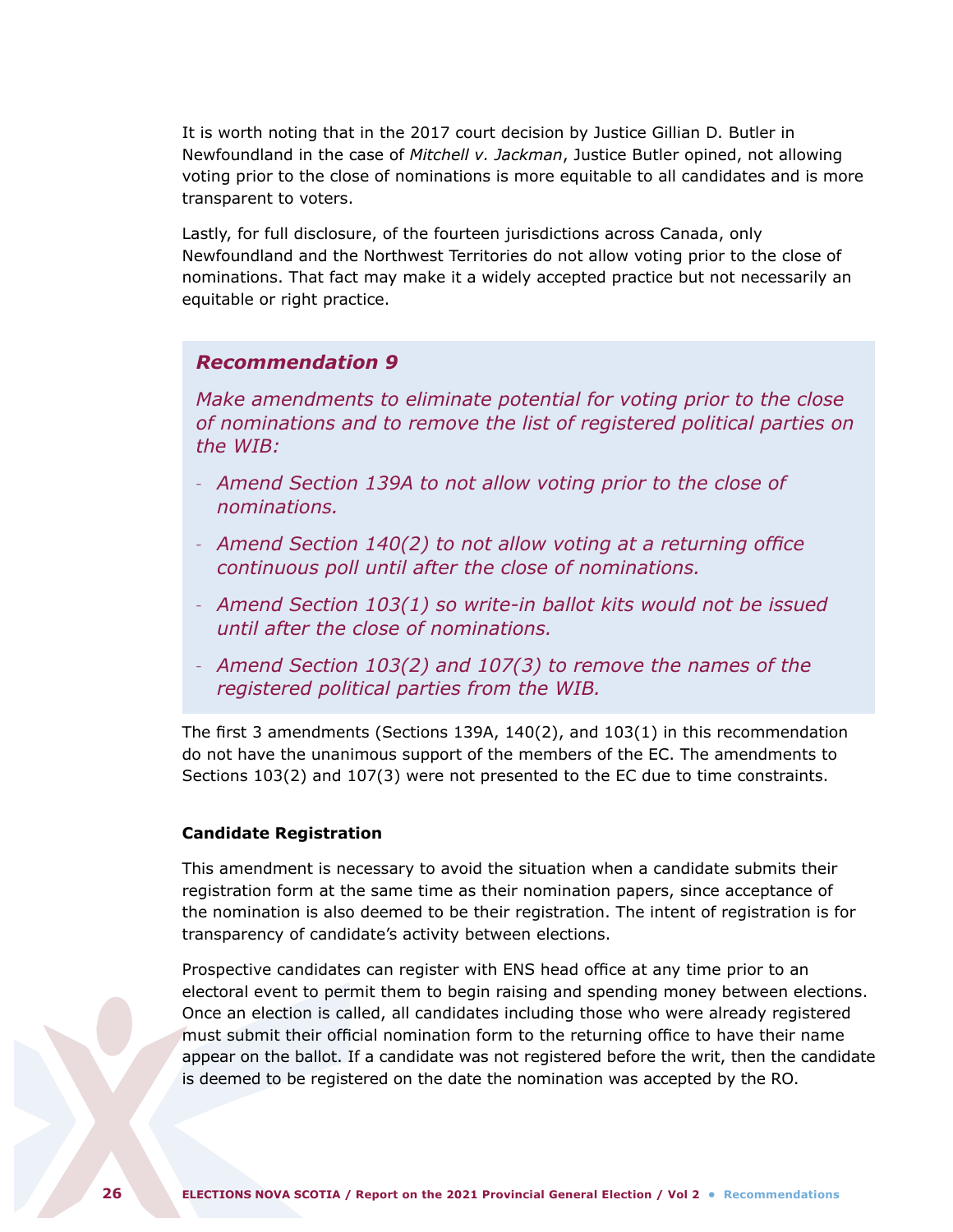It is worth noting that in the 2017 court decision by Justice Gillian D. Butler in Newfoundland in the case of *Mitchell v. Jackman*, Justice Butler opined, not allowing voting prior to the close of nominations is more equitable to all candidates and is more transparent to voters.

Lastly, for full disclosure, of the fourteen jurisdictions across Canada, only Newfoundland and the Northwest Territories do not allow voting prior to the close of nominations. That fact may make it a widely accepted practice but not necessarily an equitable or right practice.

> ***Recommendation 9***
>
> *Make amendments to eliminate potential for voting prior to the close of nominations and to remove the list of registered political parties on the WIB:*
>
> - *Amend Section 139A to not allow voting prior to the close of nominations.*
> - *Amend Section 140(2) to not allow voting at a returning office continuous poll until after the close of nominations.*
> - *Amend Section 103(1) so write-in ballot kits would not be issued until after the close of nominations.*
> - *Amend Section 103(2) and 107(3) to remove the names of the registered political parties from the WIB.*

The first 3 amendments (Sections 139A, 140(2), and 103(1) in this recommendation do not have the unanimous support of the members of the EC. The amendments to Sections 103(2) and 107(3) were not presented to the EC due to time constraints.

**Candidate Registration**

This amendment is necessary to avoid the situation when a candidate submits their registration form at the same time as their nomination papers, since acceptance of the nomination is also deemed to be their registration. The intent of registration is for transparency of candidate's activity between elections.

Prospective candidates can register with ENS head office at any time prior to an electoral event to permit them to begin raising and spending money between elections. Once an election is called, all candidates including those who were already registered must submit their official nomination form to the returning office to have their name appear on the ballot. If a candidate was not registered before the writ, then the candidate is deemed to be registered on the date the nomination was accepted by the RO.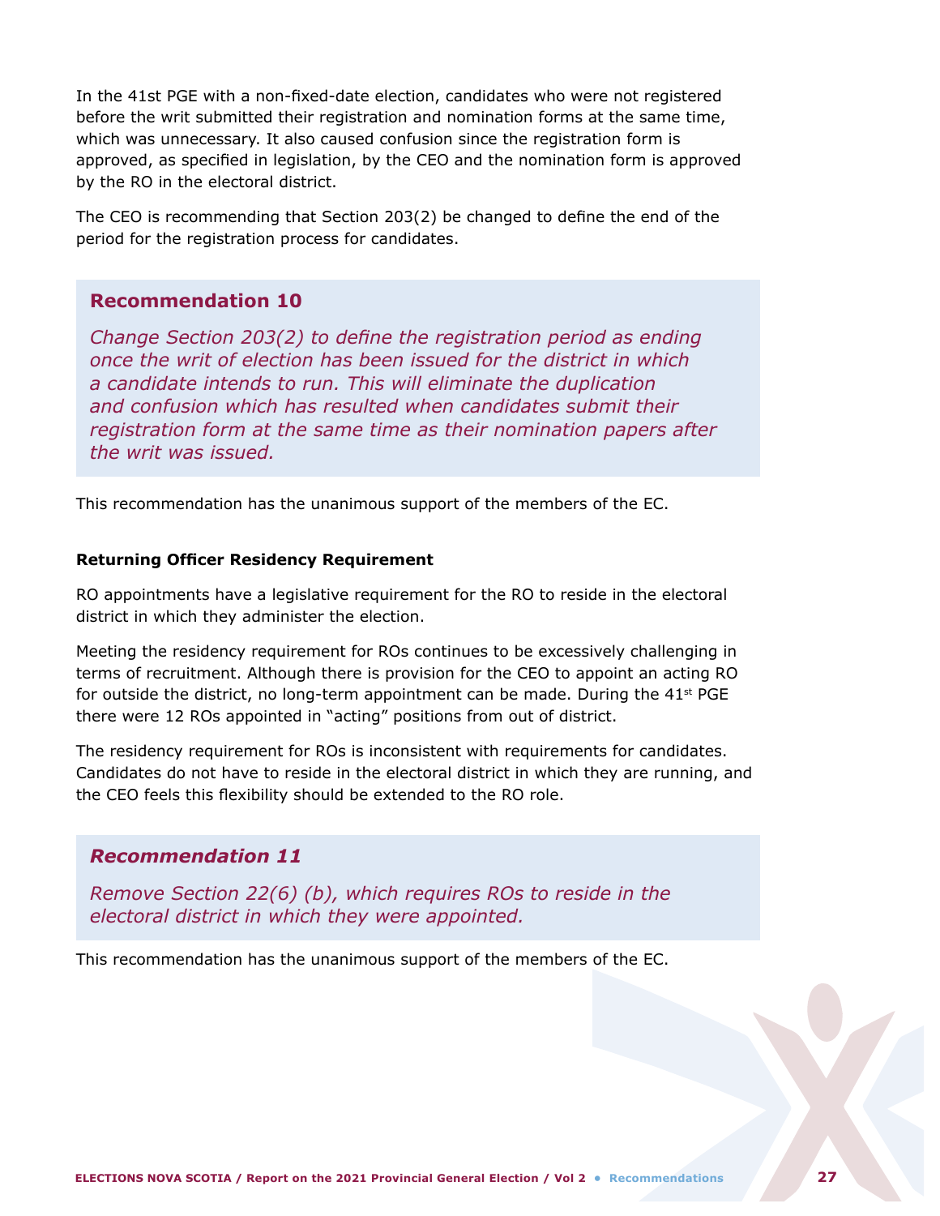In the 41st PGE with a non-fixed-date election, candidates who were not registered before the writ submitted their registration and nomination forms at the same time, which was unnecessary. It also caused confusion since the registration form is approved, as specified in legislation, by the CEO and the nomination form is approved by the RO in the electoral district.

The CEO is recommending that Section 203(2) be changed to define the end of the period for the registration process for candidates.

### Recommendation 10

*Change Section 203(2) to define the registration period as ending once the writ of election has been issued for the district in which a candidate intends to run. This will eliminate the duplication and confusion which has resulted when candidates submit their registration form at the same time as their nomination papers after the writ was issued.*

This recommendation has the unanimous support of the members of the EC.

#### Returning Officer Residency Requirement

RO appointments have a legislative requirement for the RO to reside in the electoral district in which they administer the election.

Meeting the residency requirement for ROs continues to be excessively challenging in terms of recruitment. Although there is provision for the CEO to appoint an acting RO for outside the district, no long-term appointment can be made. During the 41st PGE there were 12 ROs appointed in "acting" positions from out of district.

The residency requirement for ROs is inconsistent with requirements for candidates. Candidates do not have to reside in the electoral district in which they are running, and the CEO feels this flexibility should be extended to the RO role.

### *Recommendation 11*

*Remove Section 22(6) (b), which requires ROs to reside in the electoral district in which they were appointed.*

This recommendation has the unanimous support of the members of the EC.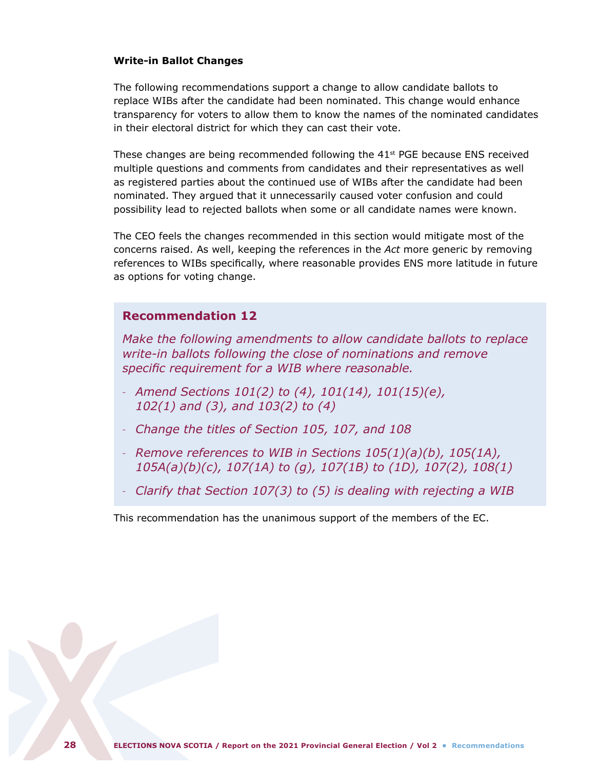**Write-in Ballot Changes**

The following recommendations support a change to allow candidate ballots to replace WIBs after the candidate had been nominated. This change would enhance transparency for voters to allow them to know the names of the nominated candidates in their electoral district for which they can cast their vote.

These changes are being recommended following the 41st PGE because ENS received multiple questions and comments from candidates and their representatives as well as registered parties about the continued use of WIBs after the candidate had been nominated. They argued that it unnecessarily caused voter confusion and could possibility lead to rejected ballots when some or all candidate names were known.

The CEO feels the changes recommended in this section would mitigate most of the concerns raised. As well, keeping the references in the *Act* more generic by removing references to WIBs specifically, where reasonable provides ENS more latitude in future as options for voting change.

### Recommendation 12

*Make the following amendments to allow candidate ballots to replace write-in ballots following the close of nominations and remove specific requirement for a WIB where reasonable.*

- *Amend Sections 101(2) to (4), 101(14), 101(15)(e), 102(1) and (3), and 103(2) to (4)*
- *Change the titles of Section 105, 107, and 108*
- *Remove references to WIB in Sections 105(1)(a)(b), 105(1A), 105A(a)(b)(c), 107(1A) to (g), 107(1B) to (1D), 107(2), 108(1)*
- *Clarify that Section 107(3) to (5) is dealing with rejecting a WIB*

This recommendation has the unanimous support of the members of the EC.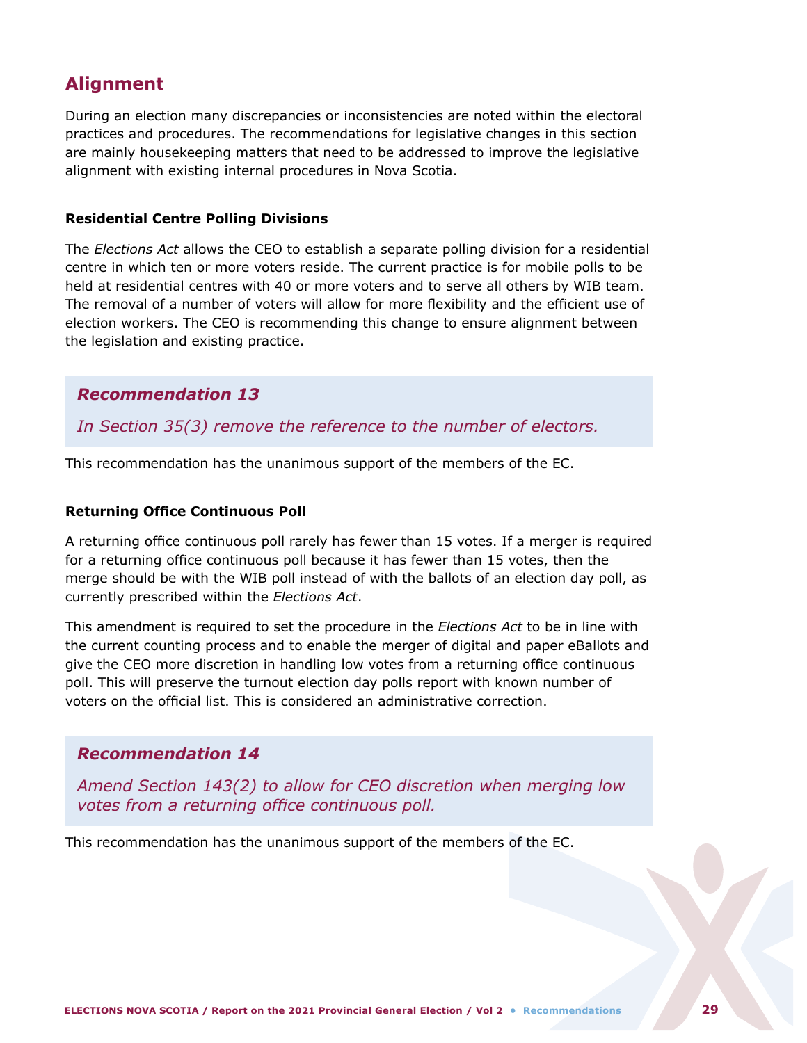## Alignment

During an election many discrepancies or inconsistencies are noted within the electoral practices and procedures. The recommendations for legislative changes in this section are mainly housekeeping matters that need to be addressed to improve the legislative alignment with existing internal procedures in Nova Scotia.

#### Residential Centre Polling Divisions

The *Elections Act* allows the CEO to establish a separate polling division for a residential centre in which ten or more voters reside. The current practice is for mobile polls to be held at residential centres with 40 or more voters and to serve all others by WIB team. The removal of a number of voters will allow for more flexibility and the efficient use of election workers. The CEO is recommending this change to ensure alignment between the legislation and existing practice.

> ***Recommendation 13***
>
> *In Section 35(3) remove the reference to the number of electors.*

This recommendation has the unanimous support of the members of the EC.

#### Returning Office Continuous Poll

A returning office continuous poll rarely has fewer than 15 votes. If a merger is required for a returning office continuous poll because it has fewer than 15 votes, then the merge should be with the WIB poll instead of with the ballots of an election day poll, as currently prescribed within the *Elections Act*.

This amendment is required to set the procedure in the *Elections Act* to be in line with the current counting process and to enable the merger of digital and paper eBallots and give the CEO more discretion in handling low votes from a returning office continuous poll. This will preserve the turnout election day polls report with known number of voters on the official list. This is considered an administrative correction.

> ***Recommendation 14***
>
> *Amend Section 143(2) to allow for CEO discretion when merging low votes from a returning office continuous poll.*

This recommendation has the unanimous support of the members of the EC.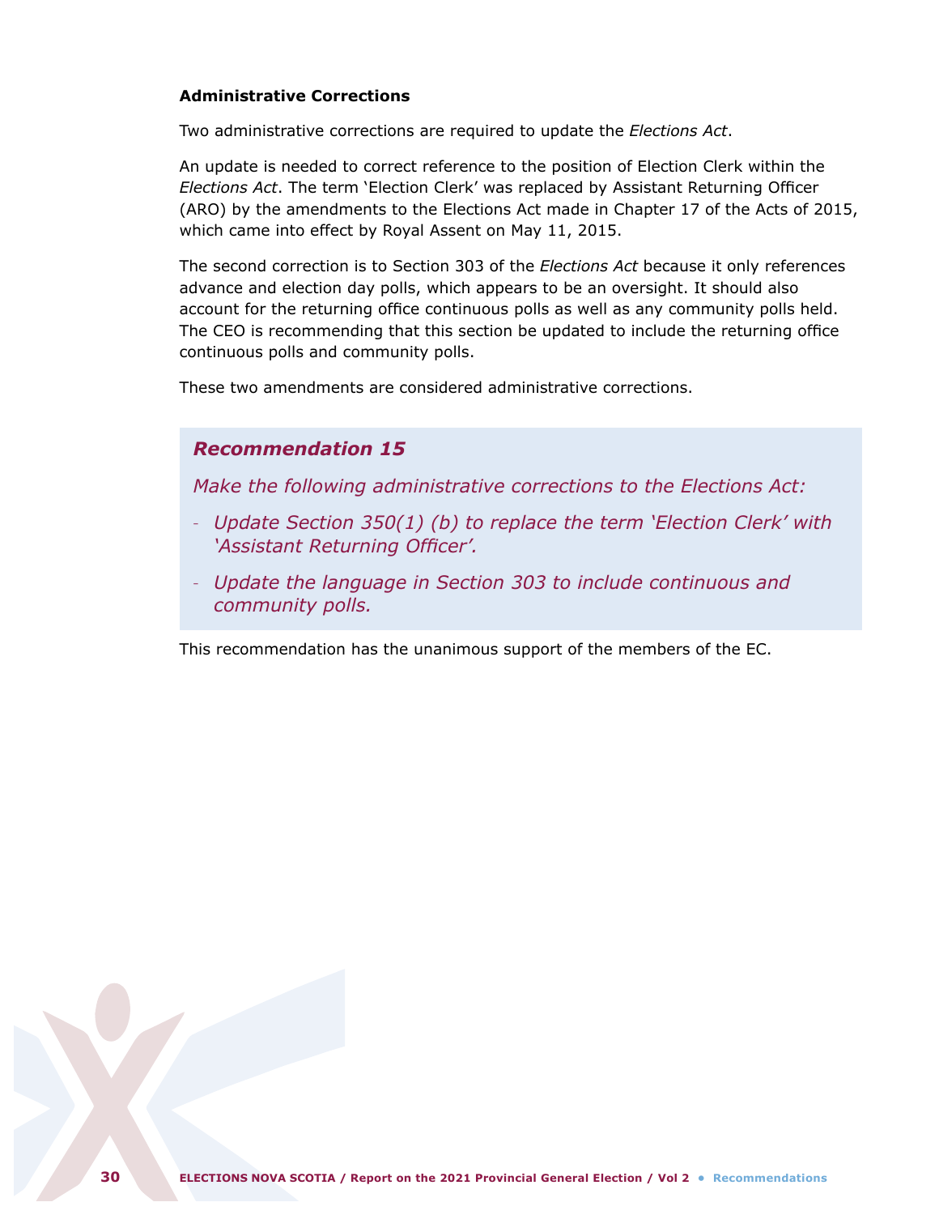### Administrative Corrections

Two administrative corrections are required to update the *Elections Act*.

An update is needed to correct reference to the position of Election Clerk within the *Elections Act*. The term 'Election Clerk' was replaced by Assistant Returning Officer (ARO) by the amendments to the Elections Act made in Chapter 17 of the Acts of 2015, which came into effect by Royal Assent on May 11, 2015.

The second correction is to Section 303 of the *Elections Act* because it only references advance and election day polls, which appears to be an oversight. It should also account for the returning office continuous polls as well as any community polls held. The CEO is recommending that this section be updated to include the returning office continuous polls and community polls.

These two amendments are considered administrative corrections.

> ***Recommendation 15***
>
> *Make the following administrative corrections to the Elections Act:*
>
> - *Update Section 350(1) (b) to replace the term 'Election Clerk' with 'Assistant Returning Officer'.*
> - *Update the language in Section 303 to include continuous and community polls.*

This recommendation has the unanimous support of the members of the EC.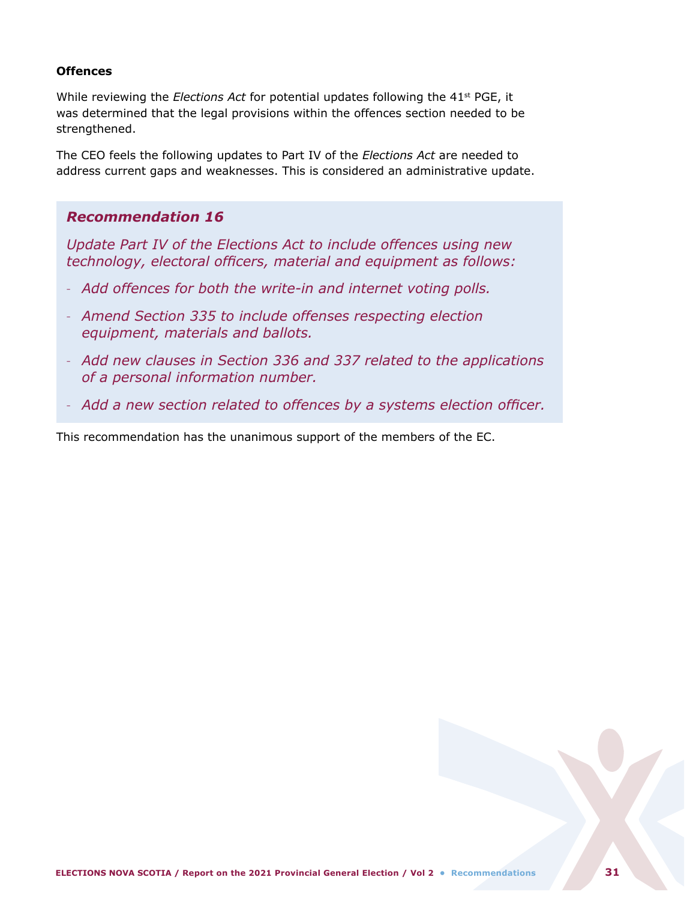### Offences

While reviewing the *Elections Act* for potential updates following the 41st PGE, it was determined that the legal provisions within the offences section needed to be strengthened.

The CEO feels the following updates to Part IV of the *Elections Act* are needed to address current gaps and weaknesses. This is considered an administrative update.

> ***Recommendation 16***
>
> *Update Part IV of the Elections Act to include offences using new technology, electoral officers, material and equipment as follows:*
>
> - *Add offences for both the write-in and internet voting polls.*
> - *Amend Section 335 to include offenses respecting election equipment, materials and ballots.*
> - *Add new clauses in Section 336 and 337 related to the applications of a personal information number.*
> - *Add a new section related to offences by a systems election officer.*

This recommendation has the unanimous support of the members of the EC.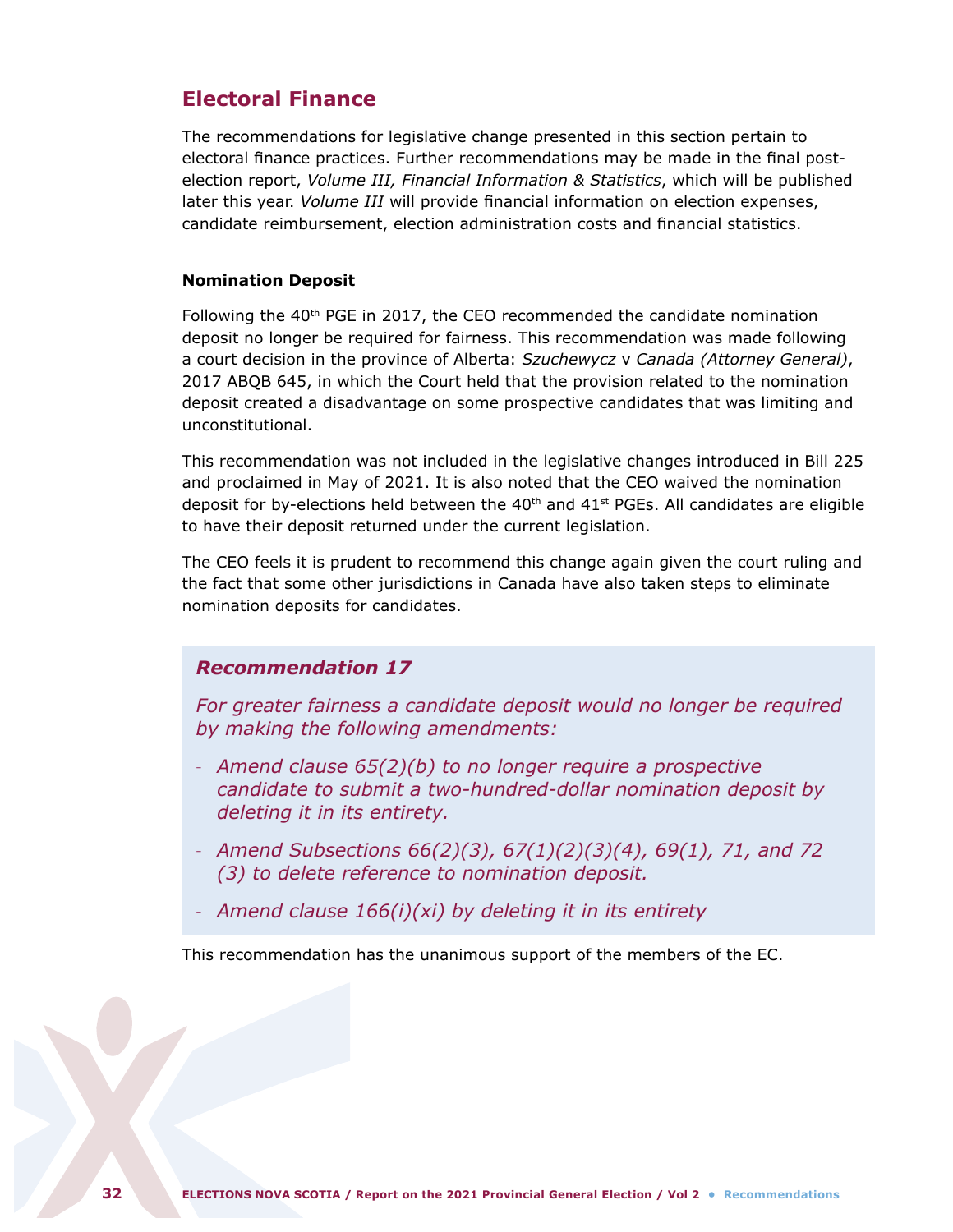## Electoral Finance

The recommendations for legislative change presented in this section pertain to electoral finance practices. Further recommendations may be made in the final post-election report, *Volume III, Financial Information & Statistics*, which will be published later this year. *Volume III* will provide financial information on election expenses, candidate reimbursement, election administration costs and financial statistics.

### Nomination Deposit

Following the 40th PGE in 2017, the CEO recommended the candidate nomination deposit no longer be required for fairness. This recommendation was made following a court decision in the province of Alberta: *Szuchewycz* v *Canada (Attorney General)*, 2017 ABQB 645, in which the Court held that the provision related to the nomination deposit created a disadvantage on some prospective candidates that was limiting and unconstitutional.

This recommendation was not included in the legislative changes introduced in Bill 225 and proclaimed in May of 2021. It is also noted that the CEO waived the nomination deposit for by-elections held between the 40th and 41st PGEs. All candidates are eligible to have their deposit returned under the current legislation.

The CEO feels it is prudent to recommend this change again given the court ruling and the fact that some other jurisdictions in Canada have also taken steps to eliminate nomination deposits for candidates.

> ***Recommendation 17***
>
> *For greater fairness a candidate deposit would no longer be required by making the following amendments:*
>
> - *Amend clause 65(2)(b) to no longer require a prospective candidate to submit a two-hundred-dollar nomination deposit by deleting it in its entirety.*
> - *Amend Subsections 66(2)(3), 67(1)(2)(3)(4), 69(1), 71, and 72 (3) to delete reference to nomination deposit.*
> - *Amend clause 166(i)(xi) by deleting it in its entirety*

This recommendation has the unanimous support of the members of the EC.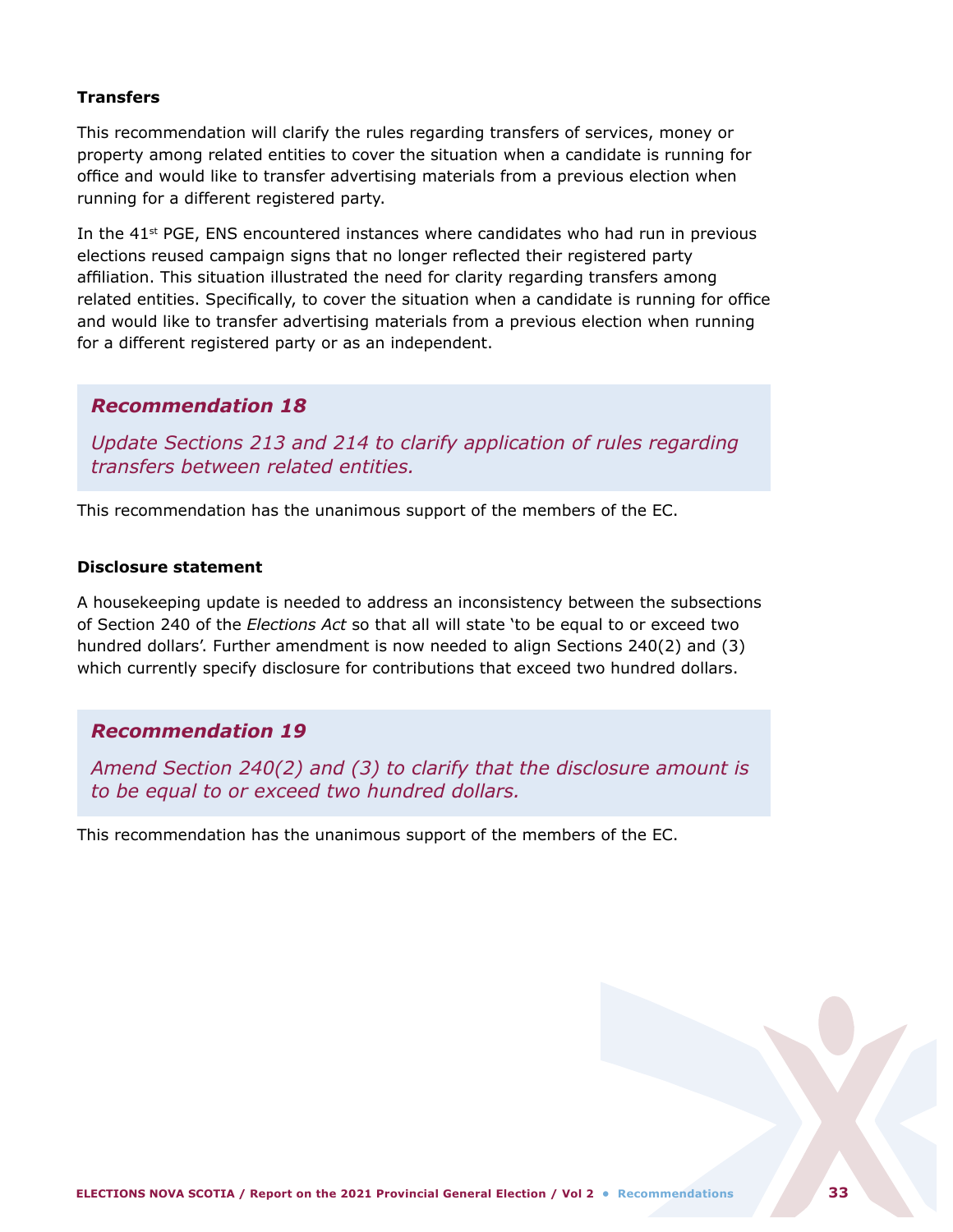### Transfers

This recommendation will clarify the rules regarding transfers of services, money or property among related entities to cover the situation when a candidate is running for office and would like to transfer advertising materials from a previous election when running for a different registered party.

In the 41st PGE, ENS encountered instances where candidates who had run in previous elections reused campaign signs that no longer reflected their registered party affiliation. This situation illustrated the need for clarity regarding transfers among related entities. Specifically, to cover the situation when a candidate is running for office and would like to transfer advertising materials from a previous election when running for a different registered party or as an independent.

> ***Recommendation 18***
>
> *Update Sections 213 and 214 to clarify application of rules regarding transfers between related entities.*

This recommendation has the unanimous support of the members of the EC.

### Disclosure statement

A housekeeping update is needed to address an inconsistency between the subsections of Section 240 of the *Elections Act* so that all will state 'to be equal to or exceed two hundred dollars'. Further amendment is now needed to align Sections 240(2) and (3) which currently specify disclosure for contributions that exceed two hundred dollars.

> ***Recommendation 19***
>
> *Amend Section 240(2) and (3) to clarify that the disclosure amount is to be equal to or exceed two hundred dollars.*

This recommendation has the unanimous support of the members of the EC.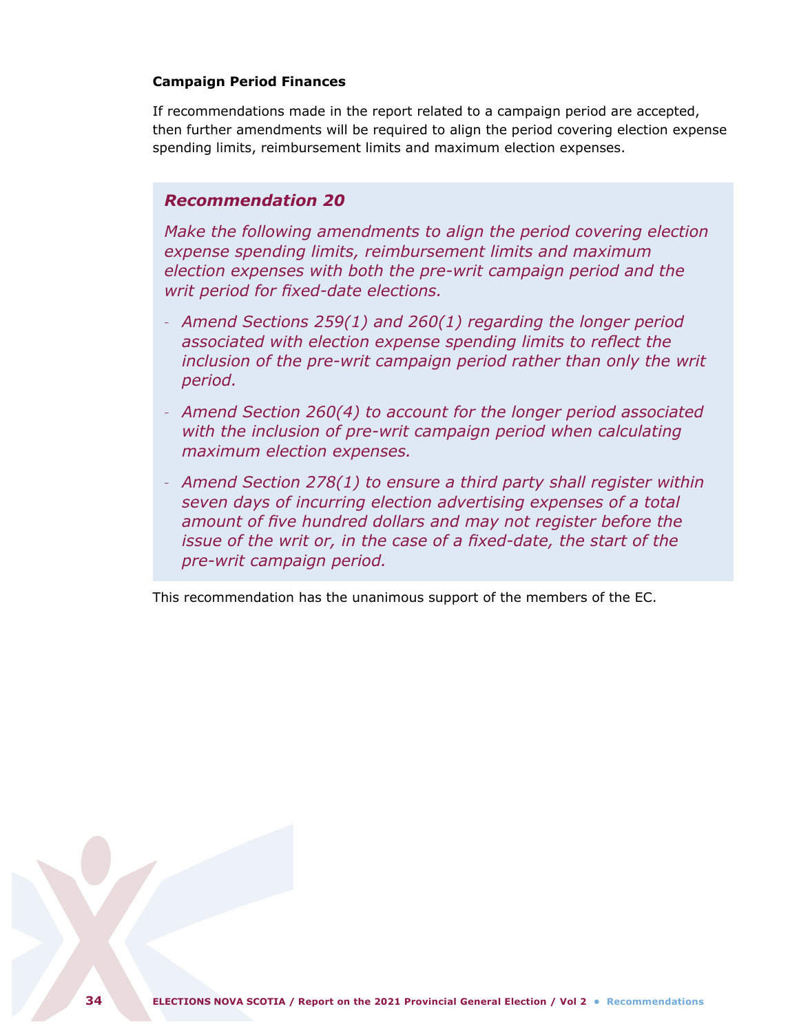**Campaign Period Finances**

If recommendations made in the report related to a campaign period are accepted, then further amendments will be required to align the period covering election expense spending limits, reimbursement limits and maximum election expenses.

### *Recommendation 20*

*Make the following amendments to align the period covering election expense spending limits, reimbursement limits and maximum election expenses with both the pre-writ campaign period and the writ period for fixed-date elections.*

- *Amend Sections 259(1) and 260(1) regarding the longer period associated with election expense spending limits to reflect the inclusion of the pre-writ campaign period rather than only the writ period.*
- *Amend Section 260(4) to account for the longer period associated with the inclusion of pre-writ campaign period when calculating maximum election expenses.*
- *Amend Section 278(1) to ensure a third party shall register within seven days of incurring election advertising expenses of a total amount of five hundred dollars and may not register before the issue of the writ or, in the case of a fixed-date, the start of the pre-writ campaign period.*

This recommendation has the unanimous support of the members of the EC.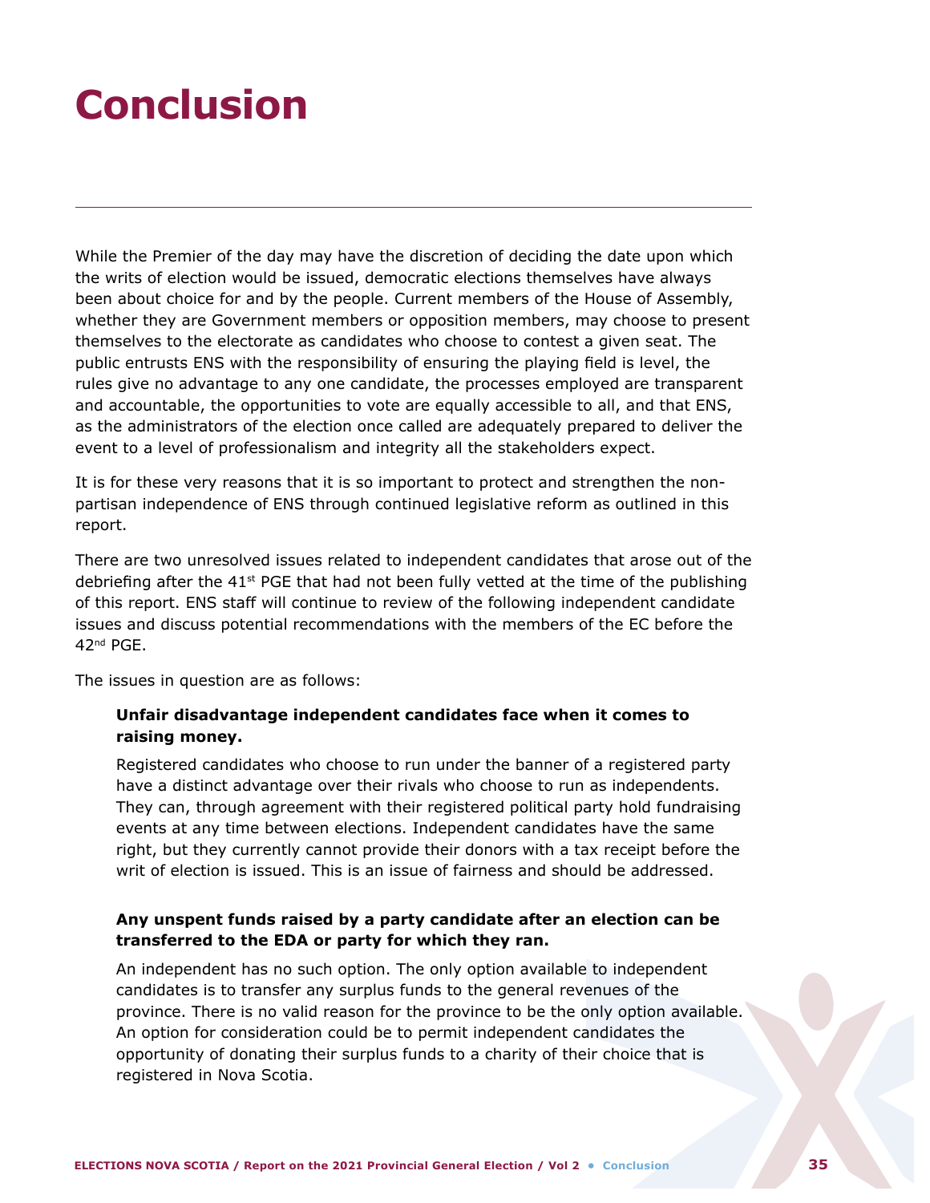# Conclusion

While the Premier of the day may have the discretion of deciding the date upon which the writs of election would be issued, democratic elections themselves have always been about choice for and by the people. Current members of the House of Assembly, whether they are Government members or opposition members, may choose to present themselves to the electorate as candidates who choose to contest a given seat. The public entrusts ENS with the responsibility of ensuring the playing field is level, the rules give no advantage to any one candidate, the processes employed are transparent and accountable, the opportunities to vote are equally accessible to all, and that ENS, as the administrators of the election once called are adequately prepared to deliver the event to a level of professionalism and integrity all the stakeholders expect.

It is for these very reasons that it is so important to protect and strengthen the non-partisan independence of ENS through continued legislative reform as outlined in this report.

There are two unresolved issues related to independent candidates that arose out of the debriefing after the 41st PGE that had not been fully vetted at the time of the publishing of this report. ENS staff will continue to review of the following independent candidate issues and discuss potential recommendations with the members of the EC before the 42nd PGE.

The issues in question are as follows:

**Unfair disadvantage independent candidates face when it comes to raising money.**

Registered candidates who choose to run under the banner of a registered party have a distinct advantage over their rivals who choose to run as independents. They can, through agreement with their registered political party hold fundraising events at any time between elections. Independent candidates have the same right, but they currently cannot provide their donors with a tax receipt before the writ of election is issued. This is an issue of fairness and should be addressed.

**Any unspent funds raised by a party candidate after an election can be transferred to the EDA or party for which they ran.**

An independent has no such option. The only option available to independent candidates is to transfer any surplus funds to the general revenues of the province. There is no valid reason for the province to be the only option available. An option for consideration could be to permit independent candidates the opportunity of donating their surplus funds to a charity of their choice that is registered in Nova Scotia.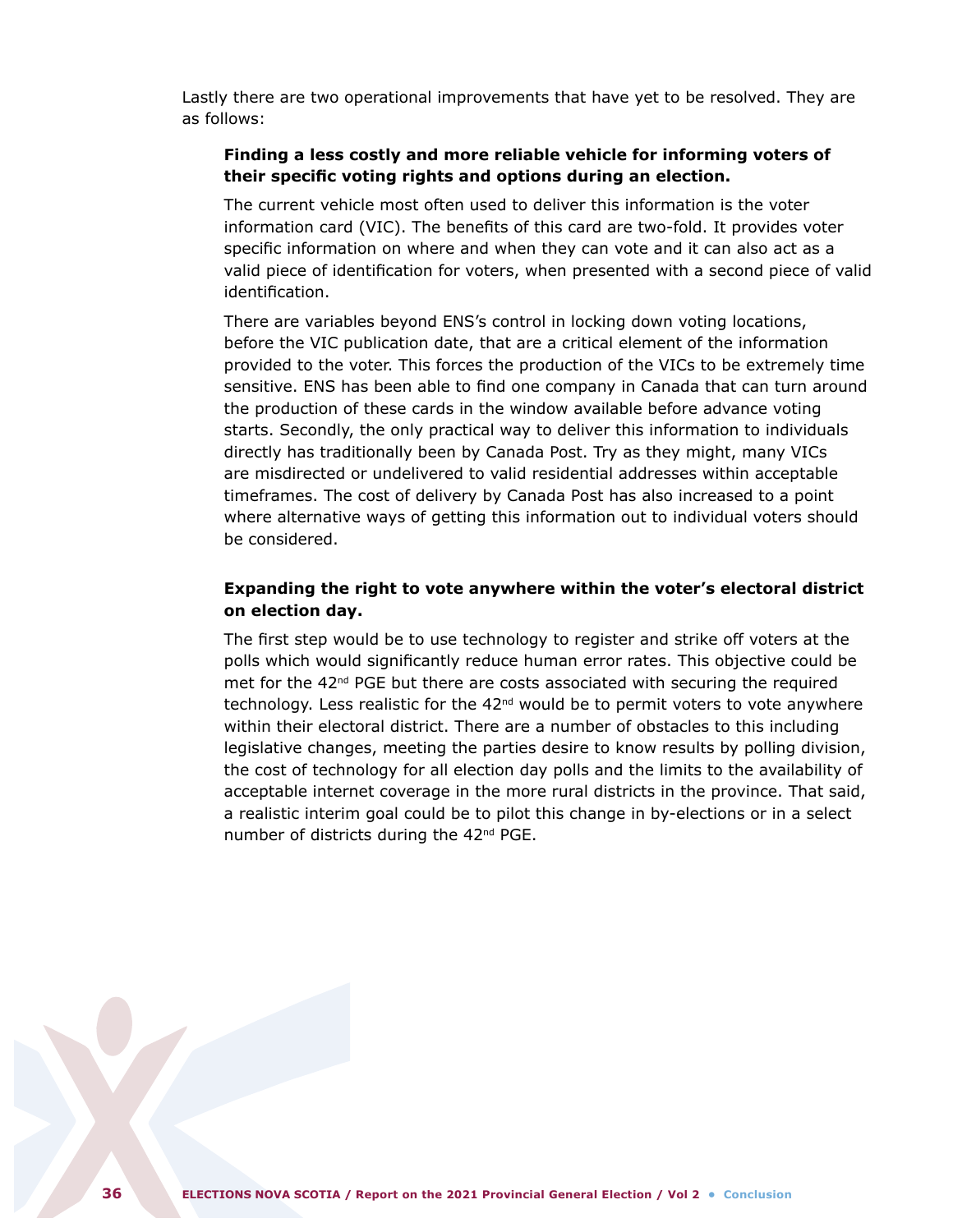Lastly there are two operational improvements that have yet to be resolved. They are as follows:

**Finding a less costly and more reliable vehicle for informing voters of their specific voting rights and options during an election.**

The current vehicle most often used to deliver this information is the voter information card (VIC). The benefits of this card are two-fold. It provides voter specific information on where and when they can vote and it can also act as a valid piece of identification for voters, when presented with a second piece of valid identification.

There are variables beyond ENS's control in locking down voting locations, before the VIC publication date, that are a critical element of the information provided to the voter. This forces the production of the VICs to be extremely time sensitive. ENS has been able to find one company in Canada that can turn around the production of these cards in the window available before advance voting starts. Secondly, the only practical way to deliver this information to individuals directly has traditionally been by Canada Post. Try as they might, many VICs are misdirected or undelivered to valid residential addresses within acceptable timeframes. The cost of delivery by Canada Post has also increased to a point where alternative ways of getting this information out to individual voters should be considered.

**Expanding the right to vote anywhere within the voter's electoral district on election day.**

The first step would be to use technology to register and strike off voters at the polls which would significantly reduce human error rates. This objective could be met for the 42nd PGE but there are costs associated with securing the required technology. Less realistic for the 42nd would be to permit voters to vote anywhere within their electoral district. There are a number of obstacles to this including legislative changes, meeting the parties desire to know results by polling division, the cost of technology for all election day polls and the limits to the availability of acceptable internet coverage in the more rural districts in the province. That said, a realistic interim goal could be to pilot this change in by-elections or in a select number of districts during the 42nd PGE.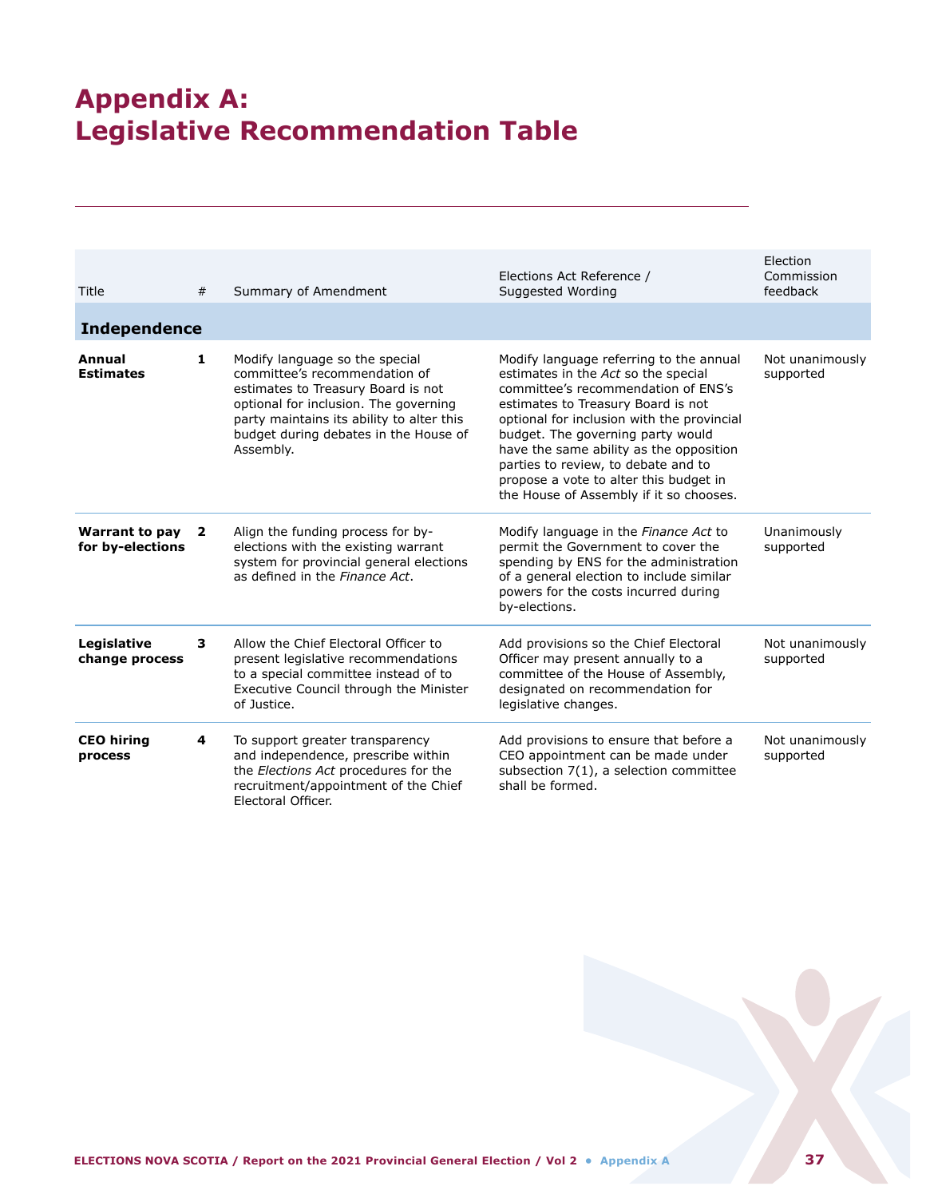# Appendix A: Legislative Recommendation Table

| Title | # | Summary of Amendment | Elections Act Reference / Suggested Wording | Election Commission feedback |
|---|---|---|---|---|
| **Independence** | | | | |
| **Annual Estimates** | **1** | Modify language so the special committee's recommendation of estimates to Treasury Board is not optional for inclusion. The governing party maintains its ability to alter this budget during debates in the House of Assembly. | Modify language referring to the annual estimates in the *Act* so the special committee's recommendation of ENS's estimates to Treasury Board is not optional for inclusion with the provincial budget. The governing party would have the same ability as the opposition parties to review, to debate and to propose a vote to alter this budget in the House of Assembly if it so chooses. | Not unanimously supported |
| **Warrant to pay for by-elections** | **2** | Align the funding process for by-elections with the existing warrant system for provincial general elections as defined in the *Finance Act*. | Modify language in the *Finance Act* to permit the Government to cover the spending by ENS for the administration of a general election to include similar powers for the costs incurred during by-elections. | Unanimously supported |
| **Legislative change process** | **3** | Allow the Chief Electoral Officer to present legislative recommendations to a special committee instead of to Executive Council through the Minister of Justice. | Add provisions so the Chief Electoral Officer may present annually to a committee of the House of Assembly, designated on recommendation for legislative changes. | Not unanimously supported |
| **CEO hiring process** | **4** | To support greater transparency and independence, prescribe within the *Elections Act* procedures for the recruitment/appointment of the Chief Electoral Officer. | Add provisions to ensure that before a CEO appointment can be made under subsection 7(1), a selection committee shall be formed. | Not unanimously supported |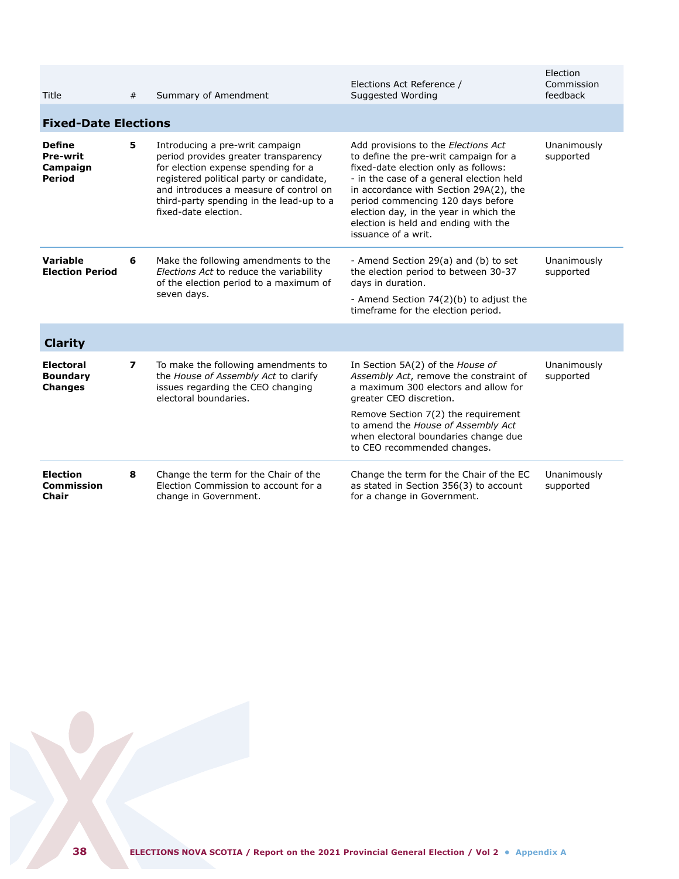| Title | # | Summary of Amendment | Elections Act Reference / Suggested Wording | Election Commission feedback |
|---|---|---|---|---|
| **Fixed-Date Elections** | | | | |
| **Define Pre-writ Campaign Period** | **5** | Introducing a pre-writ campaign period provides greater transparency for election expense spending for a registered political party or candidate, and introduces a measure of control on third-party spending in the lead-up to a fixed-date election. | Add provisions to the *Elections Act* to define the pre-writ campaign for a fixed-date election only as follows:<br>- in the case of a general election held in accordance with Section 29A(2), the period commencing 120 days before election day, in the year in which the election is held and ending with the issuance of a writ. | Unanimously supported |
| **Variable Election Period** | **6** | Make the following amendments to the *Elections Act* to reduce the variability of the election period to a maximum of seven days. | - Amend Section 29(a) and (b) to set the election period to between 30-37 days in duration.<br>- Amend Section 74(2)(b) to adjust the timeframe for the election period. | Unanimously supported |
| **Clarity** | | | | |
| **Electoral Boundary Changes** | **7** | To make the following amendments to the *House of Assembly Act* to clarify issues regarding the CEO changing electoral boundaries. | In Section 5A(2) of the *House of Assembly Act*, remove the constraint of a maximum 300 electors and allow for greater CEO discretion.<br>Remove Section 7(2) the requirement to amend the *House of Assembly Act* when electoral boundaries change due to CEO recommended changes. | Unanimously supported |
| **Election Commission Chair** | **8** | Change the term for the Chair of the Election Commission to account for a change in Government. | Change the term for the Chair of the EC as stated in Section 356(3) to account for a change in Government. | Unanimously supported |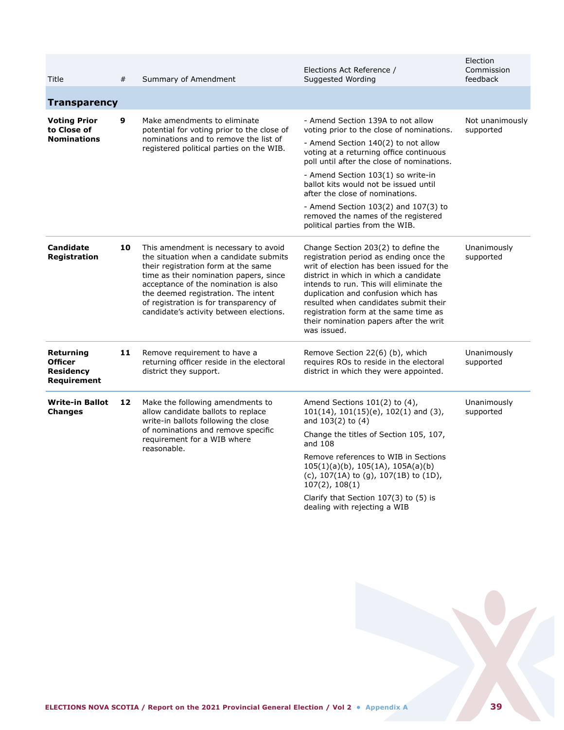| Title | # | Summary of Amendment | Elections Act Reference / Suggested Wording | Election Commission feedback |
|---|---|---|---|---|
| **Transparency** | | | | |
| **Voting Prior to Close of Nominations** | **9** | Make amendments to eliminate potential for voting prior to the close of nominations and to remove the list of registered political parties on the WIB. | - Amend Section 139A to not allow voting prior to the close of nominations.<br>- Amend Section 140(2) to not allow voting at a returning office continuous poll until after the close of nominations.<br>- Amend Section 103(1) so write-in ballot kits would not be issued until after the close of nominations.<br>- Amend Section 103(2) and 107(3) to removed the names of the registered political parties from the WIB. | Not unanimously supported |
| **Candidate Registration** | **10** | This amendment is necessary to avoid the situation when a candidate submits their registration form at the same time as their nomination papers, since acceptance of the nomination is also the deemed registration. The intent of registration is for transparency of candidate's activity between elections. | Change Section 203(2) to define the registration period as ending once the writ of election has been issued for the district in which in which a candidate intends to run. This will eliminate the duplication and confusion which has resulted when candidates submit their registration form at the same time as their nomination papers after the writ was issued. | Unanimously supported |
| **Returning Officer Residency Requirement** | **11** | Remove requirement to have a returning officer reside in the electoral district they support. | Remove Section 22(6) (b), which requires ROs to reside in the electoral district in which they were appointed. | Unanimously supported |
| **Write-in Ballot Changes** | **12** | Make the following amendments to allow candidate ballots to replace write-in ballots following the close of nominations and remove specific requirement for a WIB where reasonable. | Amend Sections 101(2) to (4), 101(14), 101(15)(e), 102(1) and (3), and 103(2) to (4)<br>Change the titles of Section 105, 107, and 108<br>Remove references to WIB in Sections 105(1)(a)(b), 105(1A), 105A(a)(b)(c), 107(1A) to (g), 107(1B) to (1D), 107(2), 108(1)<br>Clarify that Section 107(3) to (5) is dealing with rejecting a WIB | Unanimously supported |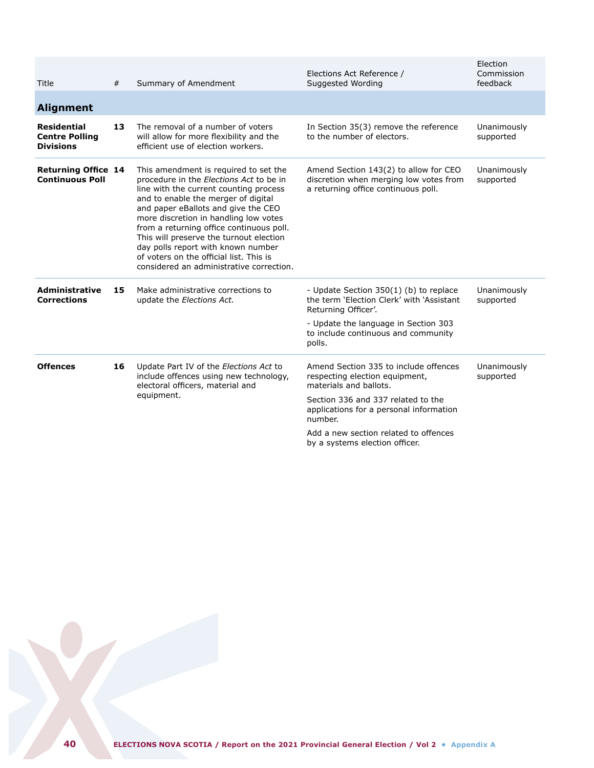| Title | # | Summary of Amendment | Elections Act Reference / Suggested Wording | Election Commission feedback |
|---|---|---|---|---|
| **Alignment** | | | | |
| **Residential Centre Polling Divisions** | **13** | The removal of a number of voters will allow for more flexibility and the efficient use of election workers. | In Section 35(3) remove the reference to the number of electors. | Unanimously supported |
| **Returning Office Continuous Poll** | **14** | This amendment is required to set the procedure in the *Elections Act* to be in line with the current counting process and to enable the merger of digital and paper eBallots and give the CEO more discretion in handling low votes from a returning office continuous poll. This will preserve the turnout election day polls report with known number of voters on the official list. This is considered an administrative correction. | Amend Section 143(2) to allow for CEO discretion when merging low votes from a returning office continuous poll. | Unanimously supported |
| **Administrative Corrections** | **15** | Make administrative corrections to update the *Elections Act.* | - Update Section 350(1) (b) to replace the term 'Election Clerk' with 'Assistant Returning Officer'.<br>- Update the language in Section 303 to include continuous and community polls. | Unanimously supported |
| **Offences** | **16** | Update Part IV of the *Elections Act* to include offences using new technology, electoral officers, material and equipment. | Amend Section 335 to include offences respecting election equipment, materials and ballots.<br>Section 336 and 337 related to the applications for a personal information number.<br>Add a new section related to offences by a systems election officer. | Unanimously supported |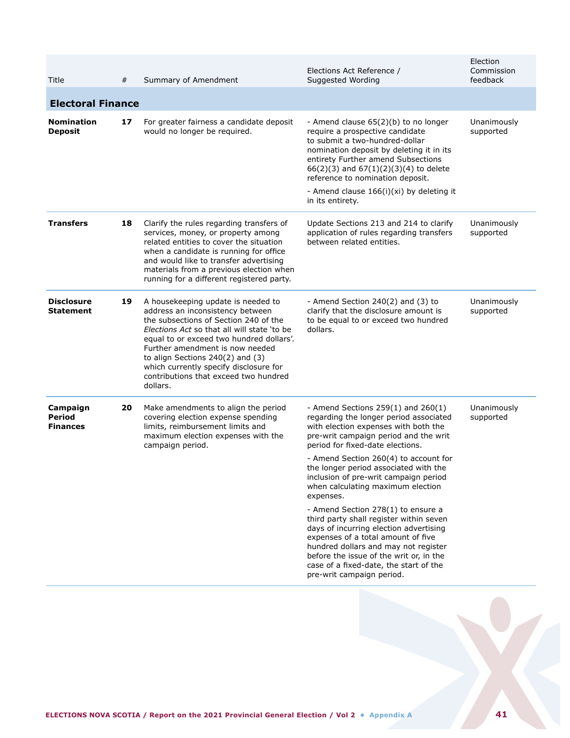| Title | # | Summary of Amendment | Elections Act Reference / Suggested Wording | Election Commission feedback |
|---|---|---|---|---|
| **Electoral Finance** | | | | |
| **Nomination Deposit** | **17** | For greater fairness a candidate deposit would no longer be required. | - Amend clause 65(2)(b) to no longer require a prospective candidate to submit a two-hundred-dollar nomination deposit by deleting it in its entirety Further amend Subsections 66(2)(3) and 67(1)(2)(3)(4) to delete reference to nomination deposit.<br>- Amend clause 166(i)(xi) by deleting it in its entirety. | Unanimously supported |
| **Transfers** | **18** | Clarify the rules regarding transfers of services, money, or property among related entities to cover the situation when a candidate is running for office and would like to transfer advertising materials from a previous election when running for a different registered party. | Update Sections 213 and 214 to clarify application of rules regarding transfers between related entities. | Unanimously supported |
| **Disclosure Statement** | **19** | A housekeeping update is needed to address an inconsistency between the subsections of Section 240 of the *Elections Act* so that all will state 'to be equal to or exceed two hundred dollars'. Further amendment is now needed to align Sections 240(2) and (3) which currently specify disclosure for contributions that exceed two hundred dollars. | - Amend Section 240(2) and (3) to clarify that the disclosure amount is to be equal to or exceed two hundred dollars. | Unanimously supported |
| **Campaign Period Finances** | **20** | Make amendments to align the period covering election expense spending limits, reimbursement limits and maximum election expenses with the campaign period. | - Amend Sections 259(1) and 260(1) regarding the longer period associated with election expenses with both the pre-writ campaign period and the writ period for fixed-date elections.<br>- Amend Section 260(4) to account for the longer period associated with the inclusion of pre-writ campaign period when calculating maximum election expenses.<br>- Amend Section 278(1) to ensure a third party shall register within seven days of incurring election advertising expenses of a total amount of five hundred dollars and may not register before the issue of the writ or, in the case of a fixed-date, the start of the pre-writ campaign period. | Unanimously supported |